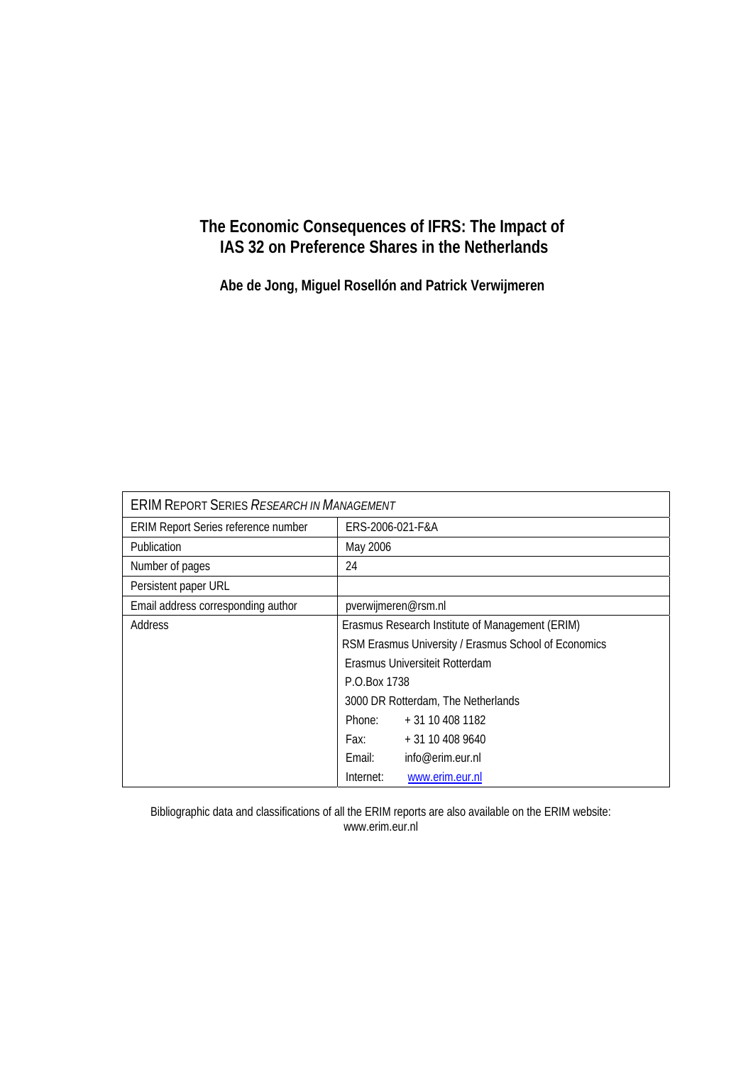# The Economic Consequences of IFRS: The Impact of IAS 32 on Preference Shares in the Netherlands

**Abe de Jong, Miguel Rosellón and Patrick Verwijmeren**

| ERIM Report Series *Research in Management* | |
|---|---|
| ERIM Report Series reference number | ERS-2006-021-F&A |
| Publication | May 2006 |
| Number of pages | 24 |
| Persistent paper URL | |
| Email address corresponding author | pverwijmeren@rsm.nl |
| Address | Erasmus Research Institute of Management (ERIM) |
| | RSM Erasmus University / Erasmus School of Economics |
| | Erasmus Universiteit Rotterdam |
| | P.O.Box 1738 |
| | 3000 DR Rotterdam, The Netherlands |
| | Phone: + 31 10 408 1182 |
| | Fax: + 31 10 408 9640 |
| | Email: info@erim.eur.nl |
| | Internet: www.erim.eur.nl |

Bibliographic data and classifications of all the ERIM reports are also available on the ERIM website: www.erim.eur.nl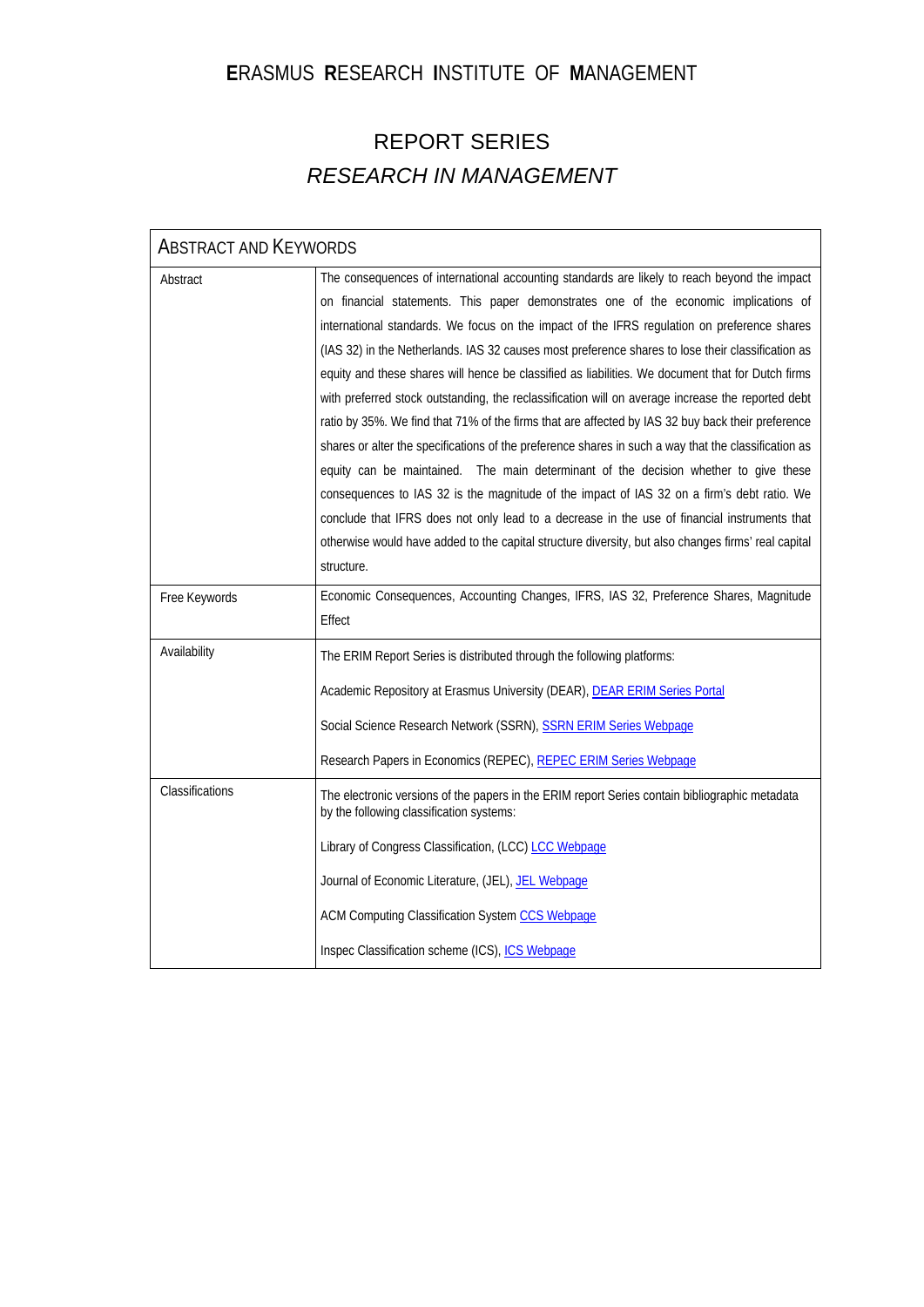# ERASMUS RESEARCH INSTITUTE OF MANAGEMENT

## REPORT SERIES
## *RESEARCH IN MANAGEMENT*

| ABSTRACT AND KEYWORDS | |
|---|---|
| Abstract | The consequences of international accounting standards are likely to reach beyond the impact on financial statements. This paper demonstrates one of the economic implications of international standards. We focus on the impact of the IFRS regulation on preference shares (IAS 32) in the Netherlands. IAS 32 causes most preference shares to lose their classification as equity and these shares will hence be classified as liabilities. We document that for Dutch firms with preferred stock outstanding, the reclassification will on average increase the reported debt ratio by 35%. We find that 71% of the firms that are affected by IAS 32 buy back their preference shares or alter the specifications of the preference shares in such a way that the classification as equity can be maintained. The main determinant of the decision whether to give these consequences to IAS 32 is the magnitude of the impact of IAS 32 on a firm's debt ratio. We conclude that IFRS does not only lead to a decrease in the use of financial instruments that otherwise would have added to the capital structure diversity, but also changes firms' real capital structure. |
| Free Keywords | Economic Consequences, Accounting Changes, IFRS, IAS 32, Preference Shares, Magnitude Effect |
| Availability | The ERIM Report Series is distributed through the following platforms:<br><br>Academic Repository at Erasmus University (DEAR), DEAR ERIM Series Portal<br><br>Social Science Research Network (SSRN), SSRN ERIM Series Webpage<br><br>Research Papers in Economics (REPEC), REPEC ERIM Series Webpage |
| Classifications | The electronic versions of the papers in the ERIM report Series contain bibliographic metadata by the following classification systems:<br><br>Library of Congress Classification, (LCC) LCC Webpage<br><br>Journal of Economic Literature, (JEL), JEL Webpage<br><br>ACM Computing Classification System CCS Webpage<br><br>Inspec Classification scheme (ICS), ICS Webpage |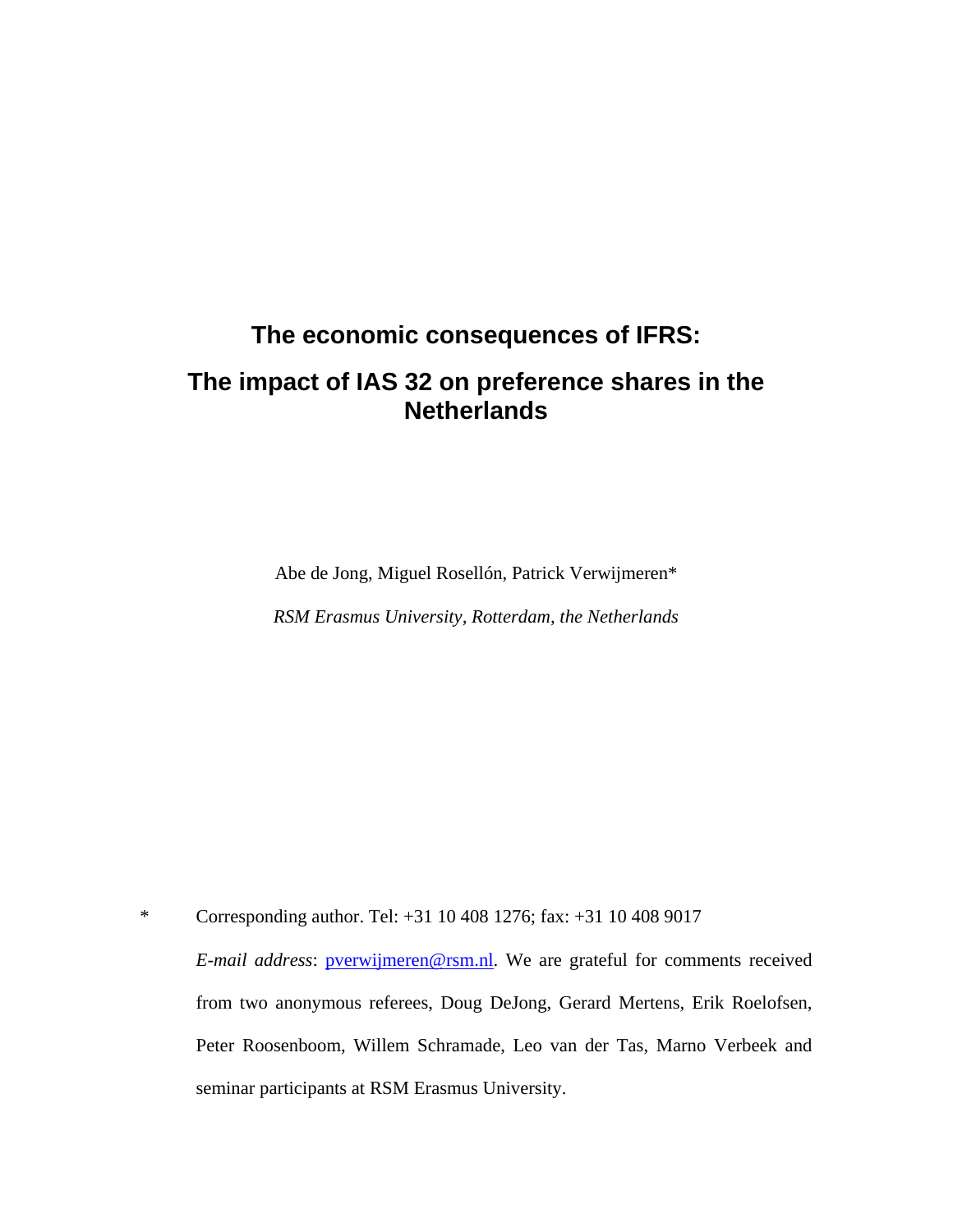# The economic consequences of IFRS:

# The impact of IAS 32 on preference shares in the Netherlands

Abe de Jong, Miguel Rosellón, Patrick Verwijmeren*

*RSM Erasmus University, Rotterdam, the Netherlands*

\* Corresponding author. Tel: +31 10 408 1276; fax: +31 10 408 9017

*E-mail address*: pverwijmeren@rsm.nl. We are grateful for comments received from two anonymous referees, Doug DeJong, Gerard Mertens, Erik Roelofsen, Peter Roosenboom, Willem Schramade, Leo van der Tas, Marno Verbeek and seminar participants at RSM Erasmus University.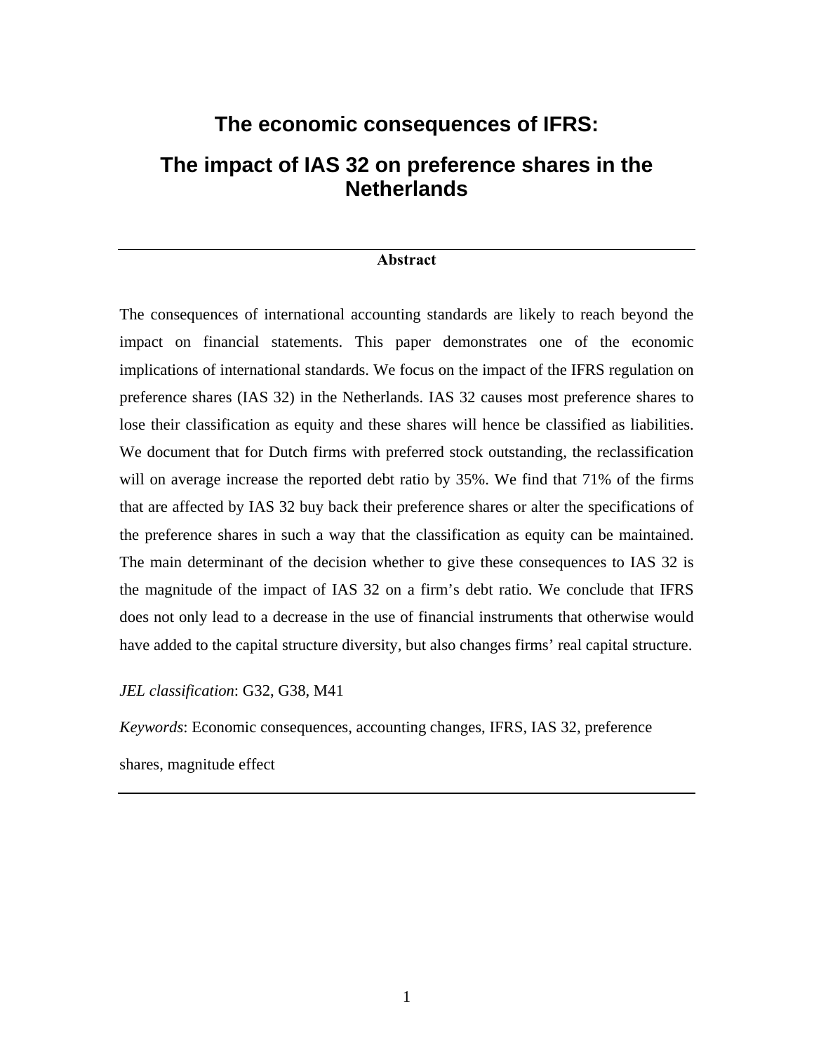# The economic consequences of IFRS:

# The impact of IAS 32 on preference shares in the Netherlands

---

**Abstract**

The consequences of international accounting standards are likely to reach beyond the impact on financial statements. This paper demonstrates one of the economic implications of international standards. We focus on the impact of the IFRS regulation on preference shares (IAS 32) in the Netherlands. IAS 32 causes most preference shares to lose their classification as equity and these shares will hence be classified as liabilities. We document that for Dutch firms with preferred stock outstanding, the reclassification will on average increase the reported debt ratio by 35%. We find that 71% of the firms that are affected by IAS 32 buy back their preference shares or alter the specifications of the preference shares in such a way that the classification as equity can be maintained. The main determinant of the decision whether to give these consequences to IAS 32 is the magnitude of the impact of IAS 32 on a firm's debt ratio. We conclude that IFRS does not only lead to a decrease in the use of financial instruments that otherwise would have added to the capital structure diversity, but also changes firms' real capital structure.

*JEL classification*: G32, G38, M41

*Keywords*: Economic consequences, accounting changes, IFRS, IAS 32, preference shares, magnitude effect

---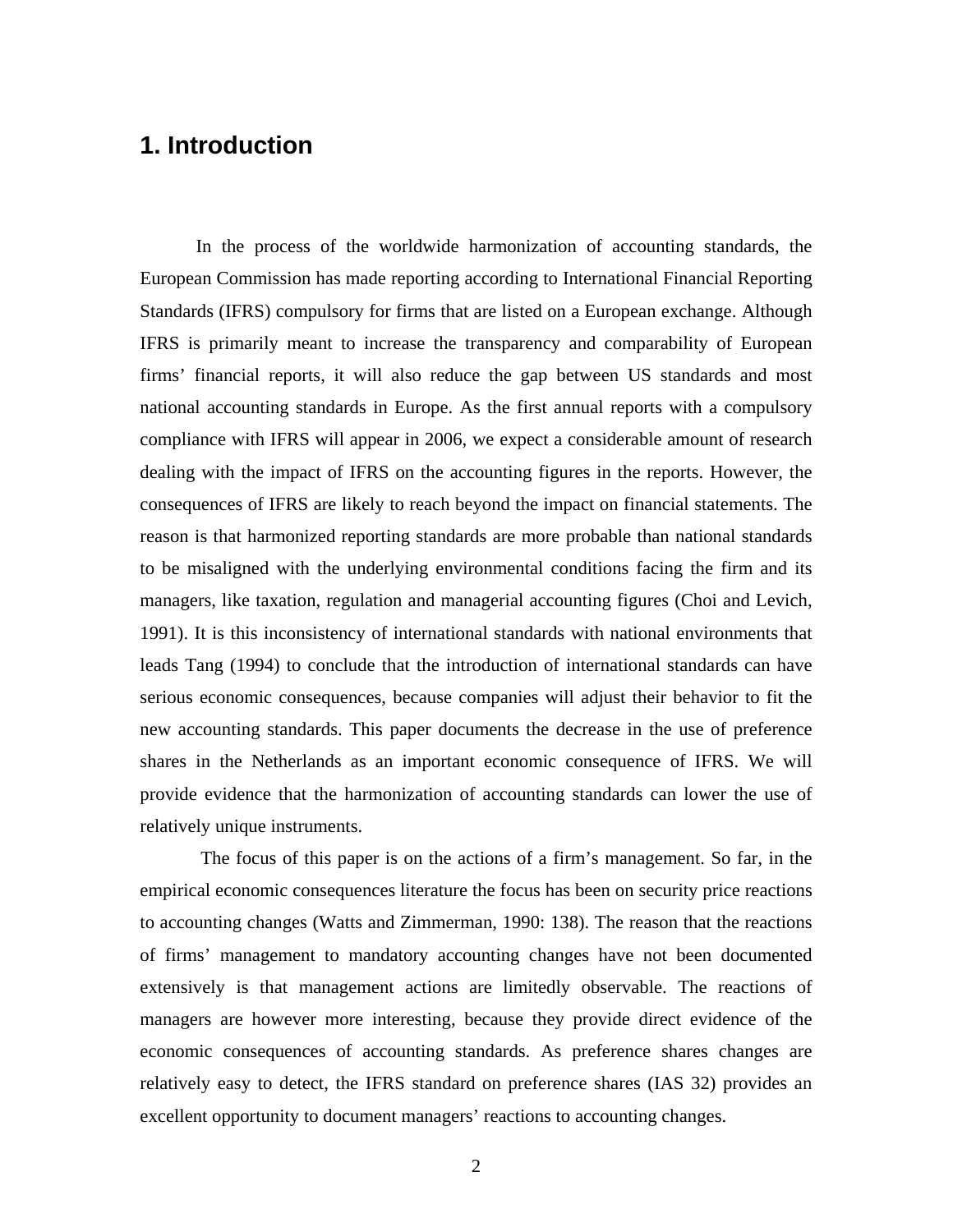# 1. Introduction

In the process of the worldwide harmonization of accounting standards, the European Commission has made reporting according to International Financial Reporting Standards (IFRS) compulsory for firms that are listed on a European exchange. Although IFRS is primarily meant to increase the transparency and comparability of European firms' financial reports, it will also reduce the gap between US standards and most national accounting standards in Europe. As the first annual reports with a compulsory compliance with IFRS will appear in 2006, we expect a considerable amount of research dealing with the impact of IFRS on the accounting figures in the reports. However, the consequences of IFRS are likely to reach beyond the impact on financial statements. The reason is that harmonized reporting standards are more probable than national standards to be misaligned with the underlying environmental conditions facing the firm and its managers, like taxation, regulation and managerial accounting figures (Choi and Levich, 1991). It is this inconsistency of international standards with national environments that leads Tang (1994) to conclude that the introduction of international standards can have serious economic consequences, because companies will adjust their behavior to fit the new accounting standards. This paper documents the decrease in the use of preference shares in the Netherlands as an important economic consequence of IFRS. We will provide evidence that the harmonization of accounting standards can lower the use of relatively unique instruments.

The focus of this paper is on the actions of a firm's management. So far, in the empirical economic consequences literature the focus has been on security price reactions to accounting changes (Watts and Zimmerman, 1990: 138). The reason that the reactions of firms' management to mandatory accounting changes have not been documented extensively is that management actions are limitedly observable. The reactions of managers are however more interesting, because they provide direct evidence of the economic consequences of accounting standards. As preference shares changes are relatively easy to detect, the IFRS standard on preference shares (IAS 32) provides an excellent opportunity to document managers' reactions to accounting changes.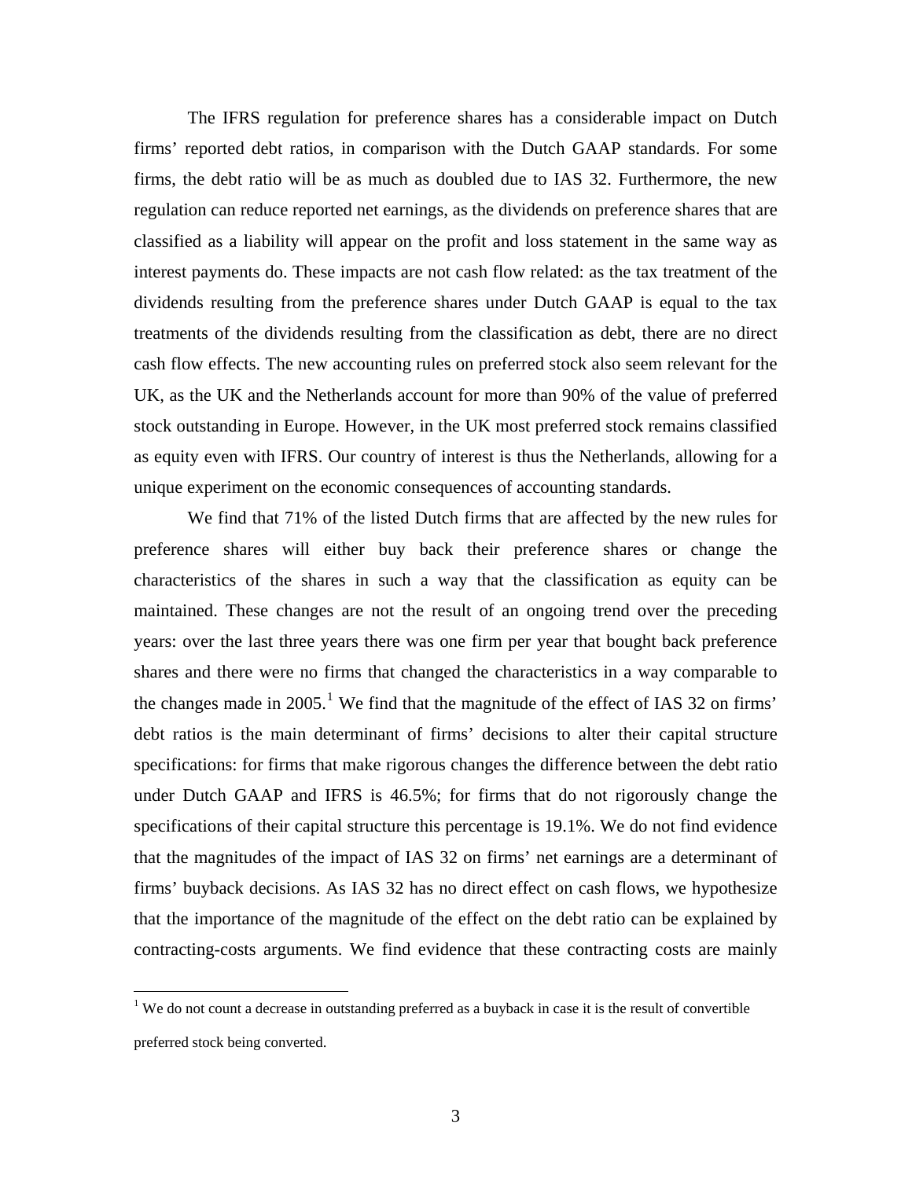The IFRS regulation for preference shares has a considerable impact on Dutch firms' reported debt ratios, in comparison with the Dutch GAAP standards. For some firms, the debt ratio will be as much as doubled due to IAS 32. Furthermore, the new regulation can reduce reported net earnings, as the dividends on preference shares that are classified as a liability will appear on the profit and loss statement in the same way as interest payments do. These impacts are not cash flow related: as the tax treatment of the dividends resulting from the preference shares under Dutch GAAP is equal to the tax treatments of the dividends resulting from the classification as debt, there are no direct cash flow effects. The new accounting rules on preferred stock also seem relevant for the UK, as the UK and the Netherlands account for more than 90% of the value of preferred stock outstanding in Europe. However, in the UK most preferred stock remains classified as equity even with IFRS. Our country of interest is thus the Netherlands, allowing for a unique experiment on the economic consequences of accounting standards.

We find that 71% of the listed Dutch firms that are affected by the new rules for preference shares will either buy back their preference shares or change the characteristics of the shares in such a way that the classification as equity can be maintained. These changes are not the result of an ongoing trend over the preceding years: over the last three years there was one firm per year that bought back preference shares and there were no firms that changed the characteristics in a way comparable to the changes made in 2005.[1] We find that the magnitude of the effect of IAS 32 on firms' debt ratios is the main determinant of firms' decisions to alter their capital structure specifications: for firms that make rigorous changes the difference between the debt ratio under Dutch GAAP and IFRS is 46.5%; for firms that do not rigorously change the specifications of their capital structure this percentage is 19.1%. We do not find evidence that the magnitudes of the impact of IAS 32 on firms' net earnings are a determinant of firms' buyback decisions. As IAS 32 has no direct effect on cash flows, we hypothesize that the importance of the magnitude of the effect on the debt ratio can be explained by contracting-costs arguments. We find evidence that these contracting costs are mainly

[1] We do not count a decrease in outstanding preferred as a buyback in case it is the result of convertible preferred stock being converted.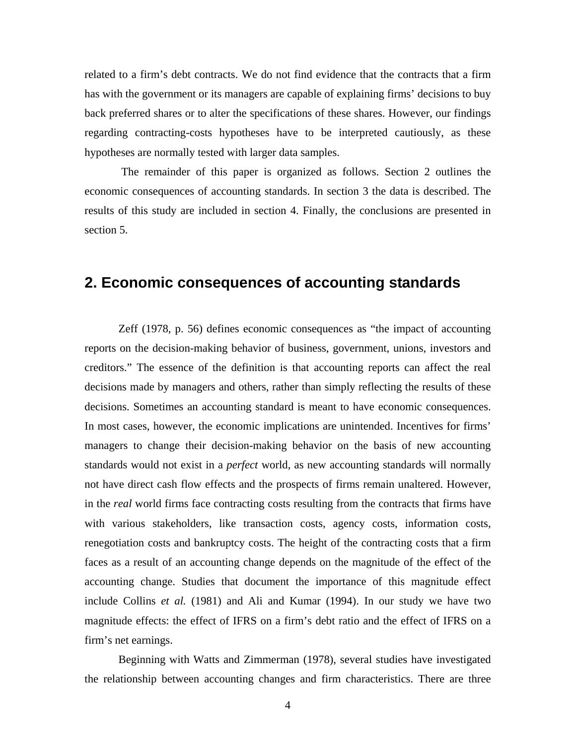related to a firm's debt contracts. We do not find evidence that the contracts that a firm has with the government or its managers are capable of explaining firms' decisions to buy back preferred shares or to alter the specifications of these shares. However, our findings regarding contracting-costs hypotheses have to be interpreted cautiously, as these hypotheses are normally tested with larger data samples.

The remainder of this paper is organized as follows. Section 2 outlines the economic consequences of accounting standards. In section 3 the data is described. The results of this study are included in section 4. Finally, the conclusions are presented in section 5.

## 2. Economic consequences of accounting standards

Zeff (1978, p. 56) defines economic consequences as "the impact of accounting reports on the decision-making behavior of business, government, unions, investors and creditors." The essence of the definition is that accounting reports can affect the real decisions made by managers and others, rather than simply reflecting the results of these decisions. Sometimes an accounting standard is meant to have economic consequences. In most cases, however, the economic implications are unintended. Incentives for firms' managers to change their decision-making behavior on the basis of new accounting standards would not exist in a *perfect* world, as new accounting standards will normally not have direct cash flow effects and the prospects of firms remain unaltered. However, in the *real* world firms face contracting costs resulting from the contracts that firms have with various stakeholders, like transaction costs, agency costs, information costs, renegotiation costs and bankruptcy costs. The height of the contracting costs that a firm faces as a result of an accounting change depends on the magnitude of the effect of the accounting change. Studies that document the importance of this magnitude effect include Collins *et al.* (1981) and Ali and Kumar (1994). In our study we have two magnitude effects: the effect of IFRS on a firm's debt ratio and the effect of IFRS on a firm's net earnings.

Beginning with Watts and Zimmerman (1978), several studies have investigated the relationship between accounting changes and firm characteristics. There are three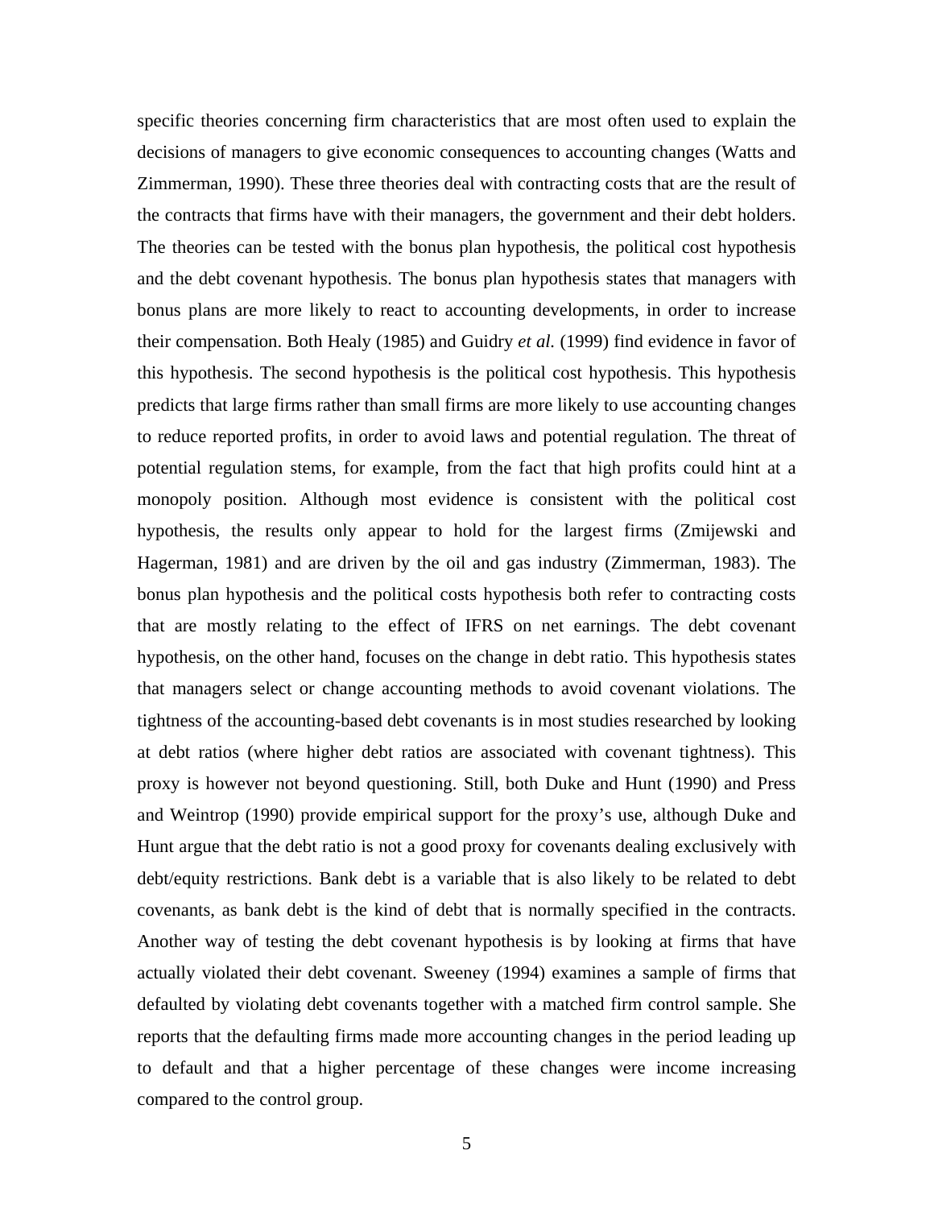specific theories concerning firm characteristics that are most often used to explain the decisions of managers to give economic consequences to accounting changes (Watts and Zimmerman, 1990). These three theories deal with contracting costs that are the result of the contracts that firms have with their managers, the government and their debt holders. The theories can be tested with the bonus plan hypothesis, the political cost hypothesis and the debt covenant hypothesis. The bonus plan hypothesis states that managers with bonus plans are more likely to react to accounting developments, in order to increase their compensation. Both Healy (1985) and Guidry *et al.* (1999) find evidence in favor of this hypothesis. The second hypothesis is the political cost hypothesis. This hypothesis predicts that large firms rather than small firms are more likely to use accounting changes to reduce reported profits, in order to avoid laws and potential regulation. The threat of potential regulation stems, for example, from the fact that high profits could hint at a monopoly position. Although most evidence is consistent with the political cost hypothesis, the results only appear to hold for the largest firms (Zmijewski and Hagerman, 1981) and are driven by the oil and gas industry (Zimmerman, 1983). The bonus plan hypothesis and the political costs hypothesis both refer to contracting costs that are mostly relating to the effect of IFRS on net earnings. The debt covenant hypothesis, on the other hand, focuses on the change in debt ratio. This hypothesis states that managers select or change accounting methods to avoid covenant violations. The tightness of the accounting-based debt covenants is in most studies researched by looking at debt ratios (where higher debt ratios are associated with covenant tightness). This proxy is however not beyond questioning. Still, both Duke and Hunt (1990) and Press and Weintrop (1990) provide empirical support for the proxy's use, although Duke and Hunt argue that the debt ratio is not a good proxy for covenants dealing exclusively with debt/equity restrictions. Bank debt is a variable that is also likely to be related to debt covenants, as bank debt is the kind of debt that is normally specified in the contracts. Another way of testing the debt covenant hypothesis is by looking at firms that have actually violated their debt covenant. Sweeney (1994) examines a sample of firms that defaulted by violating debt covenants together with a matched firm control sample. She reports that the defaulting firms made more accounting changes in the period leading up to default and that a higher percentage of these changes were income increasing compared to the control group.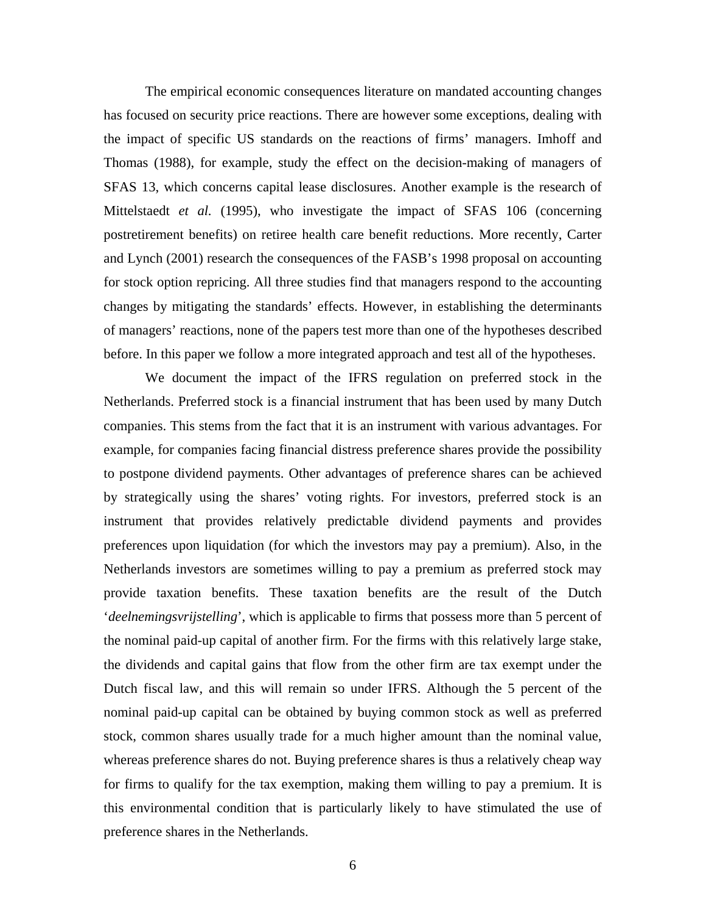The empirical economic consequences literature on mandated accounting changes has focused on security price reactions. There are however some exceptions, dealing with the impact of specific US standards on the reactions of firms' managers. Imhoff and Thomas (1988), for example, study the effect on the decision-making of managers of SFAS 13, which concerns capital lease disclosures. Another example is the research of Mittelstaedt *et al.* (1995), who investigate the impact of SFAS 106 (concerning postretirement benefits) on retiree health care benefit reductions. More recently, Carter and Lynch (2001) research the consequences of the FASB's 1998 proposal on accounting for stock option repricing. All three studies find that managers respond to the accounting changes by mitigating the standards' effects. However, in establishing the determinants of managers' reactions, none of the papers test more than one of the hypotheses described before. In this paper we follow a more integrated approach and test all of the hypotheses.

We document the impact of the IFRS regulation on preferred stock in the Netherlands. Preferred stock is a financial instrument that has been used by many Dutch companies. This stems from the fact that it is an instrument with various advantages. For example, for companies facing financial distress preference shares provide the possibility to postpone dividend payments. Other advantages of preference shares can be achieved by strategically using the shares' voting rights. For investors, preferred stock is an instrument that provides relatively predictable dividend payments and provides preferences upon liquidation (for which the investors may pay a premium). Also, in the Netherlands investors are sometimes willing to pay a premium as preferred stock may provide taxation benefits. These taxation benefits are the result of the Dutch '*deelnemingsvrijstelling*', which is applicable to firms that possess more than 5 percent of the nominal paid-up capital of another firm. For the firms with this relatively large stake, the dividends and capital gains that flow from the other firm are tax exempt under the Dutch fiscal law, and this will remain so under IFRS. Although the 5 percent of the nominal paid-up capital can be obtained by buying common stock as well as preferred stock, common shares usually trade for a much higher amount than the nominal value, whereas preference shares do not. Buying preference shares is thus a relatively cheap way for firms to qualify for the tax exemption, making them willing to pay a premium. It is this environmental condition that is particularly likely to have stimulated the use of preference shares in the Netherlands.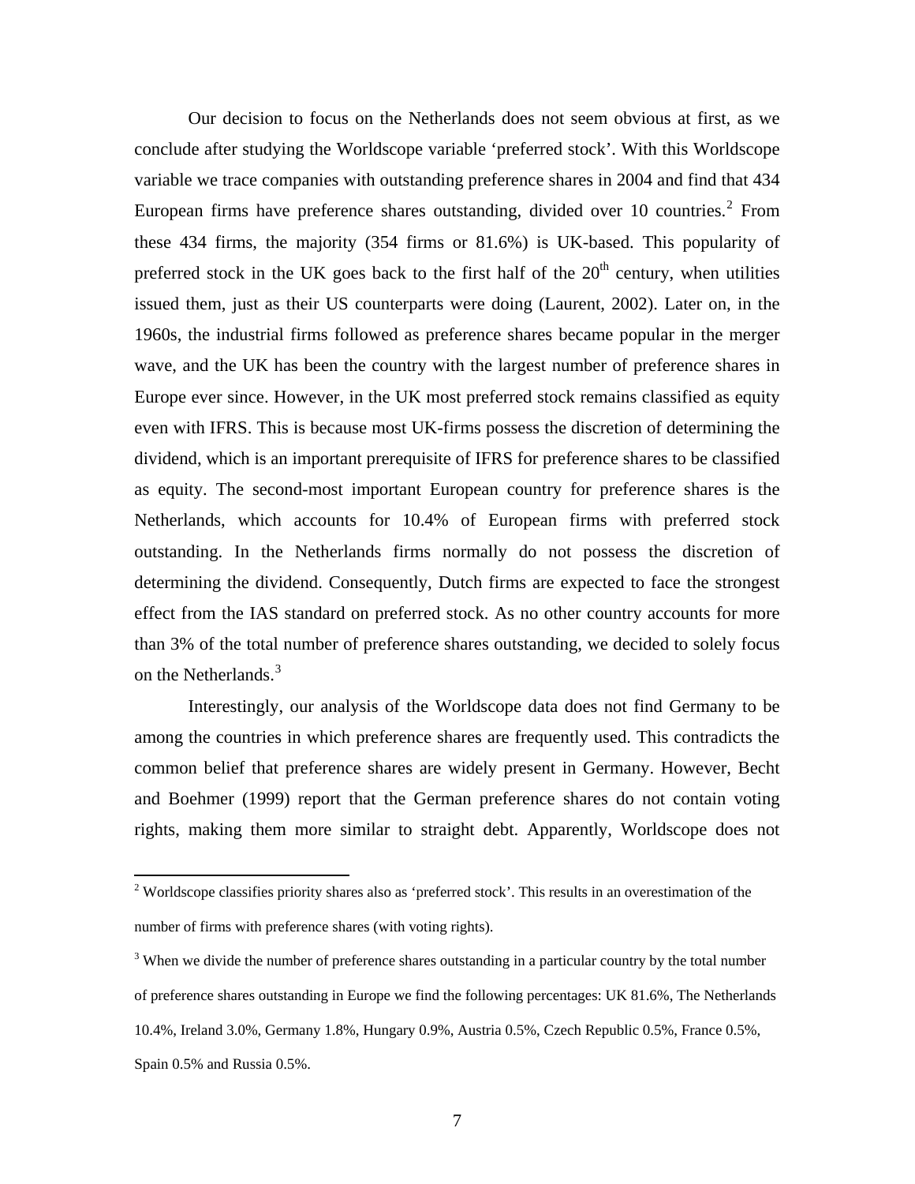Our decision to focus on the Netherlands does not seem obvious at first, as we conclude after studying the Worldscope variable 'preferred stock'. With this Worldscope variable we trace companies with outstanding preference shares in 2004 and find that 434 European firms have preference shares outstanding, divided over 10 countries.[2] From these 434 firms, the majority (354 firms or 81.6%) is UK-based. This popularity of preferred stock in the UK goes back to the first half of the 20th century, when utilities issued them, just as their US counterparts were doing (Laurent, 2002). Later on, in the 1960s, the industrial firms followed as preference shares became popular in the merger wave, and the UK has been the country with the largest number of preference shares in Europe ever since. However, in the UK most preferred stock remains classified as equity even with IFRS. This is because most UK-firms possess the discretion of determining the dividend, which is an important prerequisite of IFRS for preference shares to be classified as equity. The second-most important European country for preference shares is the Netherlands, which accounts for 10.4% of European firms with preferred stock outstanding. In the Netherlands firms normally do not possess the discretion of determining the dividend. Consequently, Dutch firms are expected to face the strongest effect from the IAS standard on preferred stock. As no other country accounts for more than 3% of the total number of preference shares outstanding, we decided to solely focus on the Netherlands.[3]

Interestingly, our analysis of the Worldscope data does not find Germany to be among the countries in which preference shares are frequently used. This contradicts the common belief that preference shares are widely present in Germany. However, Becht and Boehmer (1999) report that the German preference shares do not contain voting rights, making them more similar to straight debt. Apparently, Worldscope does not

---

[2] Worldscope classifies priority shares also as 'preferred stock'. This results in an overestimation of the number of firms with preference shares (with voting rights).

[3] When we divide the number of preference shares outstanding in a particular country by the total number of preference shares outstanding in Europe we find the following percentages: UK 81.6%, The Netherlands 10.4%, Ireland 3.0%, Germany 1.8%, Hungary 0.9%, Austria 0.5%, Czech Republic 0.5%, France 0.5%, Spain 0.5% and Russia 0.5%.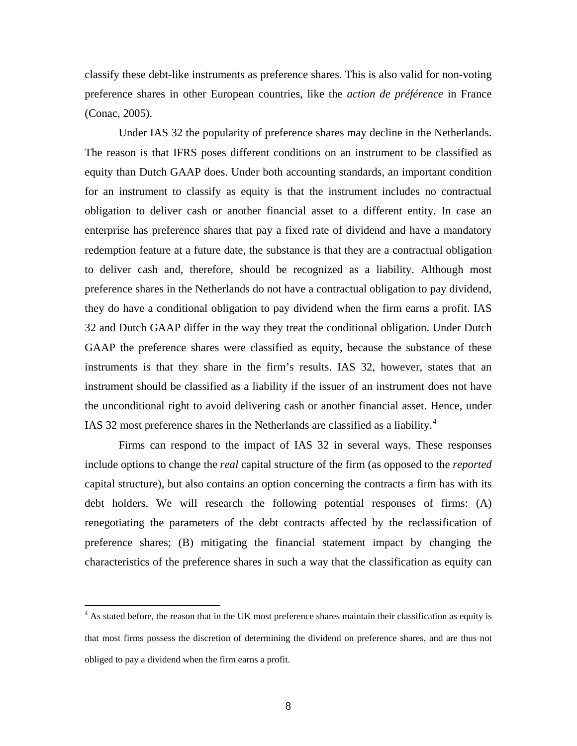classify these debt-like instruments as preference shares. This is also valid for non-voting preference shares in other European countries, like the *action de préférence* in France (Conac, 2005).

Under IAS 32 the popularity of preference shares may decline in the Netherlands. The reason is that IFRS poses different conditions on an instrument to be classified as equity than Dutch GAAP does. Under both accounting standards, an important condition for an instrument to classify as equity is that the instrument includes no contractual obligation to deliver cash or another financial asset to a different entity. In case an enterprise has preference shares that pay a fixed rate of dividend and have a mandatory redemption feature at a future date, the substance is that they are a contractual obligation to deliver cash and, therefore, should be recognized as a liability. Although most preference shares in the Netherlands do not have a contractual obligation to pay dividend, they do have a conditional obligation to pay dividend when the firm earns a profit. IAS 32 and Dutch GAAP differ in the way they treat the conditional obligation. Under Dutch GAAP the preference shares were classified as equity, because the substance of these instruments is that they share in the firm's results. IAS 32, however, states that an instrument should be classified as a liability if the issuer of an instrument does not have the unconditional right to avoid delivering cash or another financial asset. Hence, under IAS 32 most preference shares in the Netherlands are classified as a liability.[4]

Firms can respond to the impact of IAS 32 in several ways. These responses include options to change the *real* capital structure of the firm (as opposed to the *reported* capital structure), but also contains an option concerning the contracts a firm has with its debt holders. We will research the following potential responses of firms: (A) renegotiating the parameters of the debt contracts affected by the reclassification of preference shares; (B) mitigating the financial statement impact by changing the characteristics of the preference shares in such a way that the classification as equity can

[4] As stated before, the reason that in the UK most preference shares maintain their classification as equity is that most firms possess the discretion of determining the dividend on preference shares, and are thus not obliged to pay a dividend when the firm earns a profit.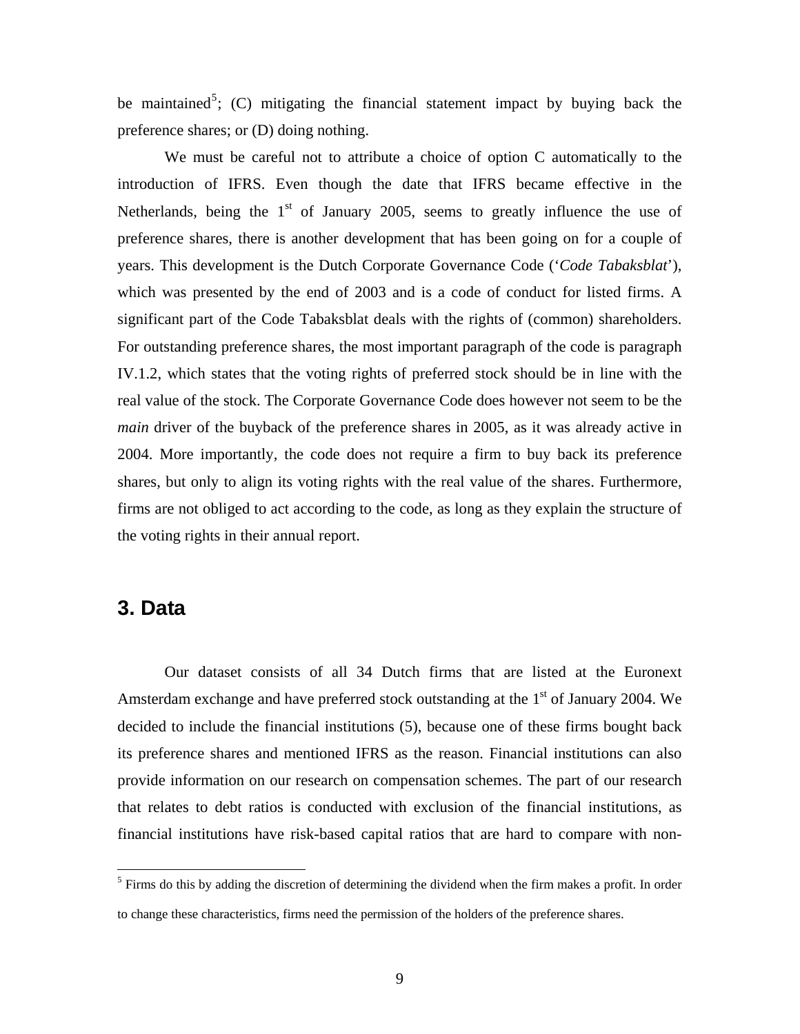be maintained[5]; (C) mitigating the financial statement impact by buying back the preference shares; or (D) doing nothing.

We must be careful not to attribute a choice of option C automatically to the introduction of IFRS. Even though the date that IFRS became effective in the Netherlands, being the 1st of January 2005, seems to greatly influence the use of preference shares, there is another development that has been going on for a couple of years. This development is the Dutch Corporate Governance Code (‘*Code Tabaksblat*’), which was presented by the end of 2003 and is a code of conduct for listed firms. A significant part of the Code Tabaksblat deals with the rights of (common) shareholders. For outstanding preference shares, the most important paragraph of the code is paragraph IV.1.2, which states that the voting rights of preferred stock should be in line with the real value of the stock. The Corporate Governance Code does however not seem to be the *main* driver of the buyback of the preference shares in 2005, as it was already active in 2004. More importantly, the code does not require a firm to buy back its preference shares, but only to align its voting rights with the real value of the shares. Furthermore, firms are not obliged to act according to the code, as long as they explain the structure of the voting rights in their annual report.

## 3. Data

Our dataset consists of all 34 Dutch firms that are listed at the Euronext Amsterdam exchange and have preferred stock outstanding at the 1st of January 2004. We decided to include the financial institutions (5), because one of these firms bought back its preference shares and mentioned IFRS as the reason. Financial institutions can also provide information on our research on compensation schemes. The part of our research that relates to debt ratios is conducted with exclusion of the financial institutions, as financial institutions have risk-based capital ratios that are hard to compare with non-

[5] Firms do this by adding the discretion of determining the dividend when the firm makes a profit. In order to change these characteristics, firms need the permission of the holders of the preference shares.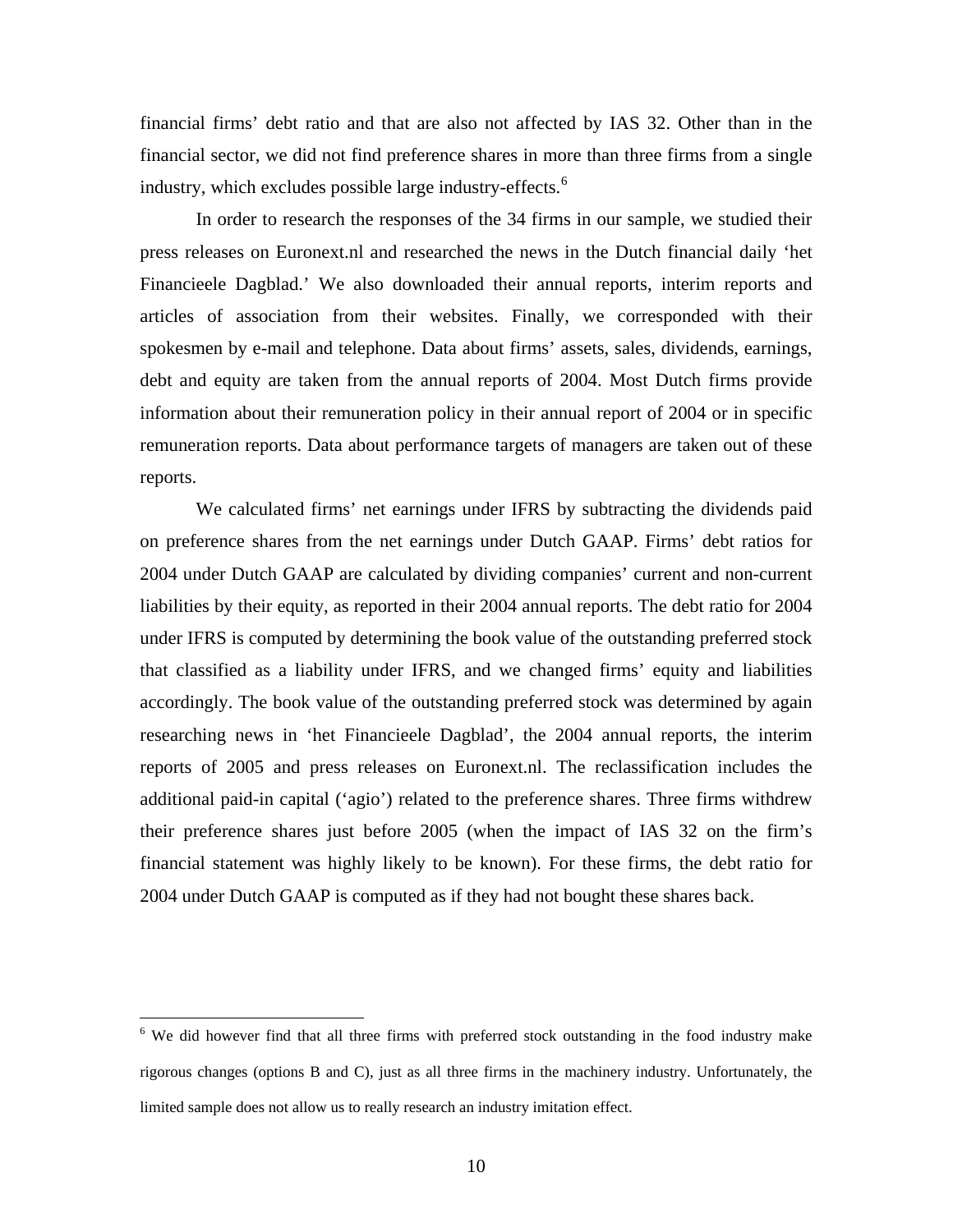financial firms' debt ratio and that are also not affected by IAS 32. Other than in the financial sector, we did not find preference shares in more than three firms from a single industry, which excludes possible large industry-effects.[6]

In order to research the responses of the 34 firms in our sample, we studied their press releases on Euronext.nl and researched the news in the Dutch financial daily 'het Financieele Dagblad.' We also downloaded their annual reports, interim reports and articles of association from their websites. Finally, we corresponded with their spokesmen by e-mail and telephone. Data about firms' assets, sales, dividends, earnings, debt and equity are taken from the annual reports of 2004. Most Dutch firms provide information about their remuneration policy in their annual report of 2004 or in specific remuneration reports. Data about performance targets of managers are taken out of these reports.

We calculated firms' net earnings under IFRS by subtracting the dividends paid on preference shares from the net earnings under Dutch GAAP. Firms' debt ratios for 2004 under Dutch GAAP are calculated by dividing companies' current and non-current liabilities by their equity, as reported in their 2004 annual reports. The debt ratio for 2004 under IFRS is computed by determining the book value of the outstanding preferred stock that classified as a liability under IFRS, and we changed firms' equity and liabilities accordingly. The book value of the outstanding preferred stock was determined by again researching news in 'het Financieele Dagblad', the 2004 annual reports, the interim reports of 2005 and press releases on Euronext.nl. The reclassification includes the additional paid-in capital ('agio') related to the preference shares. Three firms withdrew their preference shares just before 2005 (when the impact of IAS 32 on the firm's financial statement was highly likely to be known). For these firms, the debt ratio for 2004 under Dutch GAAP is computed as if they had not bought these shares back.

[6] We did however find that all three firms with preferred stock outstanding in the food industry make rigorous changes (options B and C), just as all three firms in the machinery industry. Unfortunately, the limited sample does not allow us to really research an industry imitation effect.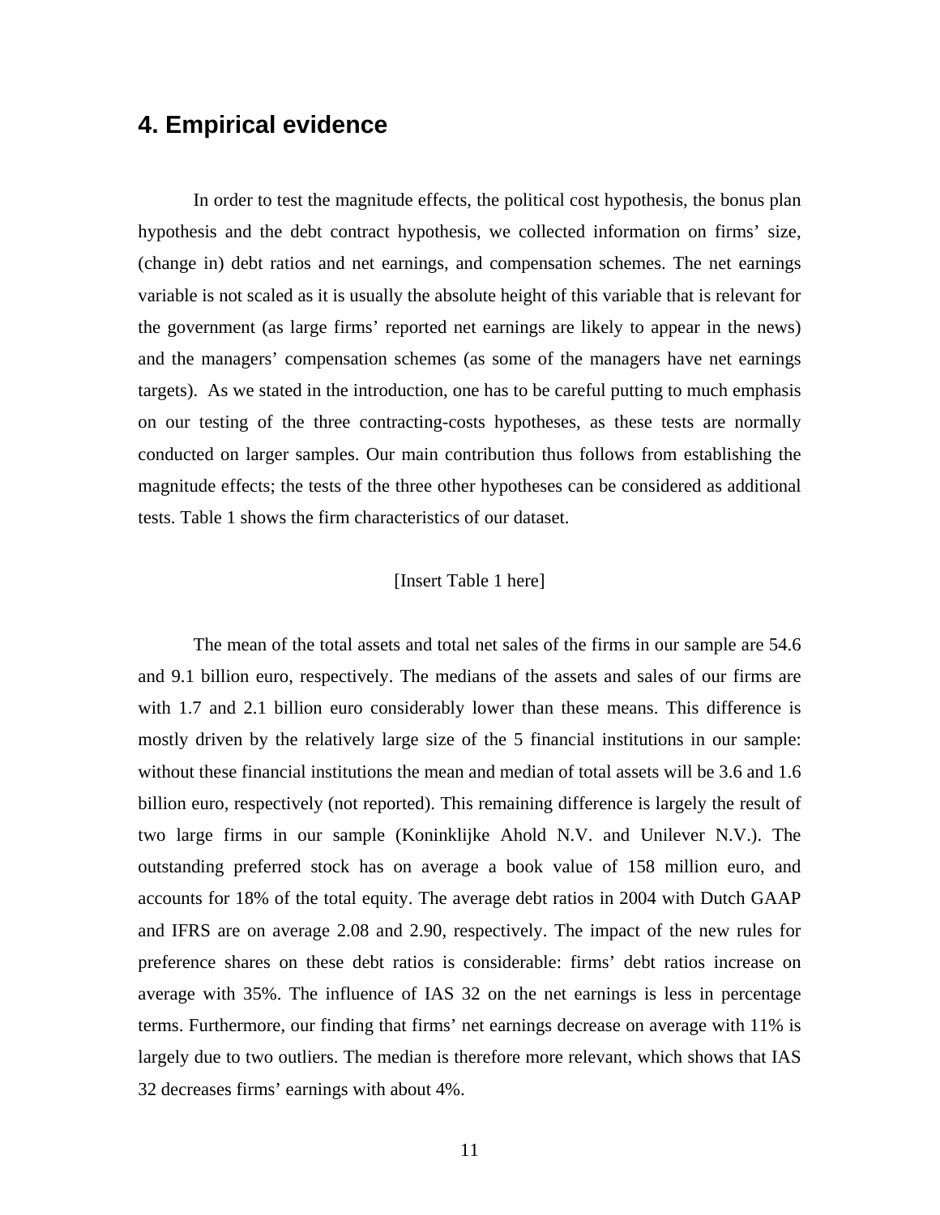## 4. Empirical evidence

In order to test the magnitude effects, the political cost hypothesis, the bonus plan hypothesis and the debt contract hypothesis, we collected information on firms' size, (change in) debt ratios and net earnings, and compensation schemes. The net earnings variable is not scaled as it is usually the absolute height of this variable that is relevant for the government (as large firms' reported net earnings are likely to appear in the news) and the managers' compensation schemes (as some of the managers have net earnings targets). As we stated in the introduction, one has to be careful putting to much emphasis on our testing of the three contracting-costs hypotheses, as these tests are normally conducted on larger samples. Our main contribution thus follows from establishing the magnitude effects; the tests of the three other hypotheses can be considered as additional tests. Table 1 shows the firm characteristics of our dataset.

[Insert Table 1 here]

The mean of the total assets and total net sales of the firms in our sample are 54.6 and 9.1 billion euro, respectively. The medians of the assets and sales of our firms are with 1.7 and 2.1 billion euro considerably lower than these means. This difference is mostly driven by the relatively large size of the 5 financial institutions in our sample: without these financial institutions the mean and median of total assets will be 3.6 and 1.6 billion euro, respectively (not reported). This remaining difference is largely the result of two large firms in our sample (Koninklijke Ahold N.V. and Unilever N.V.). The outstanding preferred stock has on average a book value of 158 million euro, and accounts for 18% of the total equity. The average debt ratios in 2004 with Dutch GAAP and IFRS are on average 2.08 and 2.90, respectively. The impact of the new rules for preference shares on these debt ratios is considerable: firms' debt ratios increase on average with 35%. The influence of IAS 32 on the net earnings is less in percentage terms. Furthermore, our finding that firms' net earnings decrease on average with 11% is largely due to two outliers. The median is therefore more relevant, which shows that IAS 32 decreases firms' earnings with about 4%.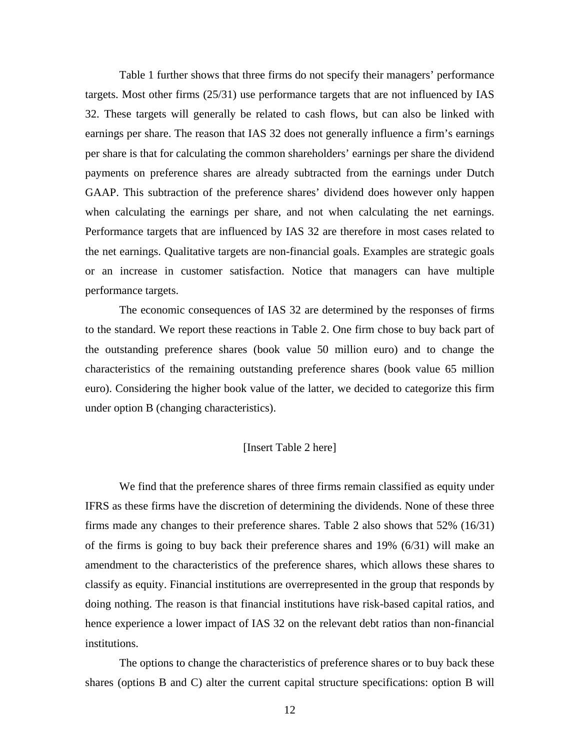Table 1 further shows that three firms do not specify their managers' performance targets. Most other firms (25/31) use performance targets that are not influenced by IAS 32. These targets will generally be related to cash flows, but can also be linked with earnings per share. The reason that IAS 32 does not generally influence a firm's earnings per share is that for calculating the common shareholders' earnings per share the dividend payments on preference shares are already subtracted from the earnings under Dutch GAAP. This subtraction of the preference shares' dividend does however only happen when calculating the earnings per share, and not when calculating the net earnings. Performance targets that are influenced by IAS 32 are therefore in most cases related to the net earnings. Qualitative targets are non-financial goals. Examples are strategic goals or an increase in customer satisfaction. Notice that managers can have multiple performance targets.

The economic consequences of IAS 32 are determined by the responses of firms to the standard. We report these reactions in Table 2. One firm chose to buy back part of the outstanding preference shares (book value 50 million euro) and to change the characteristics of the remaining outstanding preference shares (book value 65 million euro). Considering the higher book value of the latter, we decided to categorize this firm under option B (changing characteristics).

[Insert Table 2 here]

We find that the preference shares of three firms remain classified as equity under IFRS as these firms have the discretion of determining the dividends. None of these three firms made any changes to their preference shares. Table 2 also shows that 52% (16/31) of the firms is going to buy back their preference shares and 19% (6/31) will make an amendment to the characteristics of the preference shares, which allows these shares to classify as equity. Financial institutions are overrepresented in the group that responds by doing nothing. The reason is that financial institutions have risk-based capital ratios, and hence experience a lower impact of IAS 32 on the relevant debt ratios than non-financial institutions.

The options to change the characteristics of preference shares or to buy back these shares (options B and C) alter the current capital structure specifications: option B will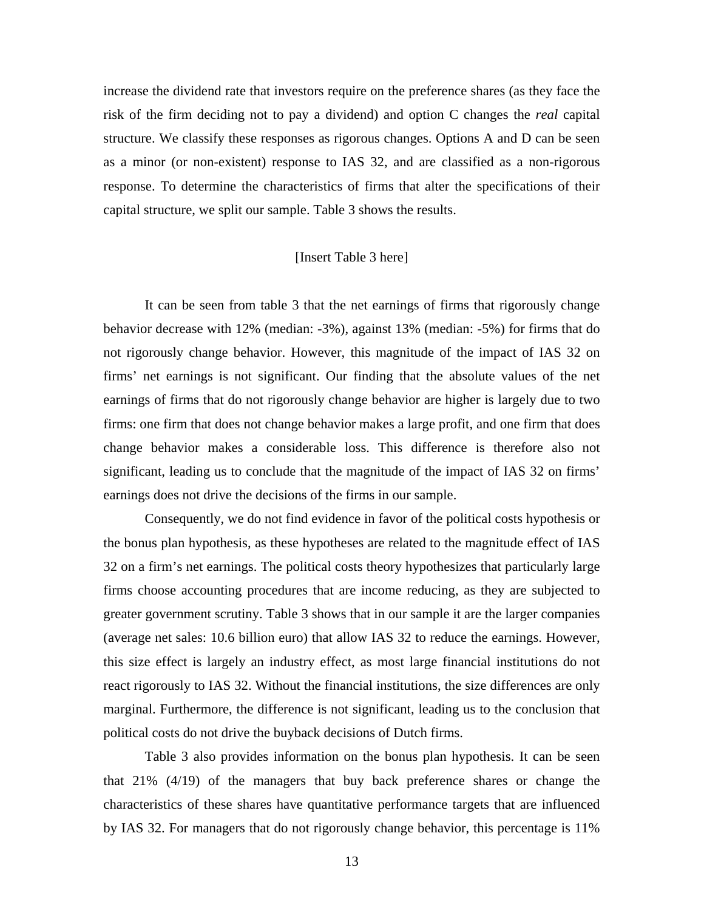increase the dividend rate that investors require on the preference shares (as they face the risk of the firm deciding not to pay a dividend) and option C changes the *real* capital structure. We classify these responses as rigorous changes. Options A and D can be seen as a minor (or non-existent) response to IAS 32, and are classified as a non-rigorous response. To determine the characteristics of firms that alter the specifications of their capital structure, we split our sample. Table 3 shows the results.

[Insert Table 3 here]

It can be seen from table 3 that the net earnings of firms that rigorously change behavior decrease with 12% (median: -3%), against 13% (median: -5%) for firms that do not rigorously change behavior. However, this magnitude of the impact of IAS 32 on firms' net earnings is not significant. Our finding that the absolute values of the net earnings of firms that do not rigorously change behavior are higher is largely due to two firms: one firm that does not change behavior makes a large profit, and one firm that does change behavior makes a considerable loss. This difference is therefore also not significant, leading us to conclude that the magnitude of the impact of IAS 32 on firms' earnings does not drive the decisions of the firms in our sample.

Consequently, we do not find evidence in favor of the political costs hypothesis or the bonus plan hypothesis, as these hypotheses are related to the magnitude effect of IAS 32 on a firm's net earnings. The political costs theory hypothesizes that particularly large firms choose accounting procedures that are income reducing, as they are subjected to greater government scrutiny. Table 3 shows that in our sample it are the larger companies (average net sales: 10.6 billion euro) that allow IAS 32 to reduce the earnings. However, this size effect is largely an industry effect, as most large financial institutions do not react rigorously to IAS 32. Without the financial institutions, the size differences are only marginal. Furthermore, the difference is not significant, leading us to the conclusion that political costs do not drive the buyback decisions of Dutch firms.

Table 3 also provides information on the bonus plan hypothesis. It can be seen that 21% (4/19) of the managers that buy back preference shares or change the characteristics of these shares have quantitative performance targets that are influenced by IAS 32. For managers that do not rigorously change behavior, this percentage is 11%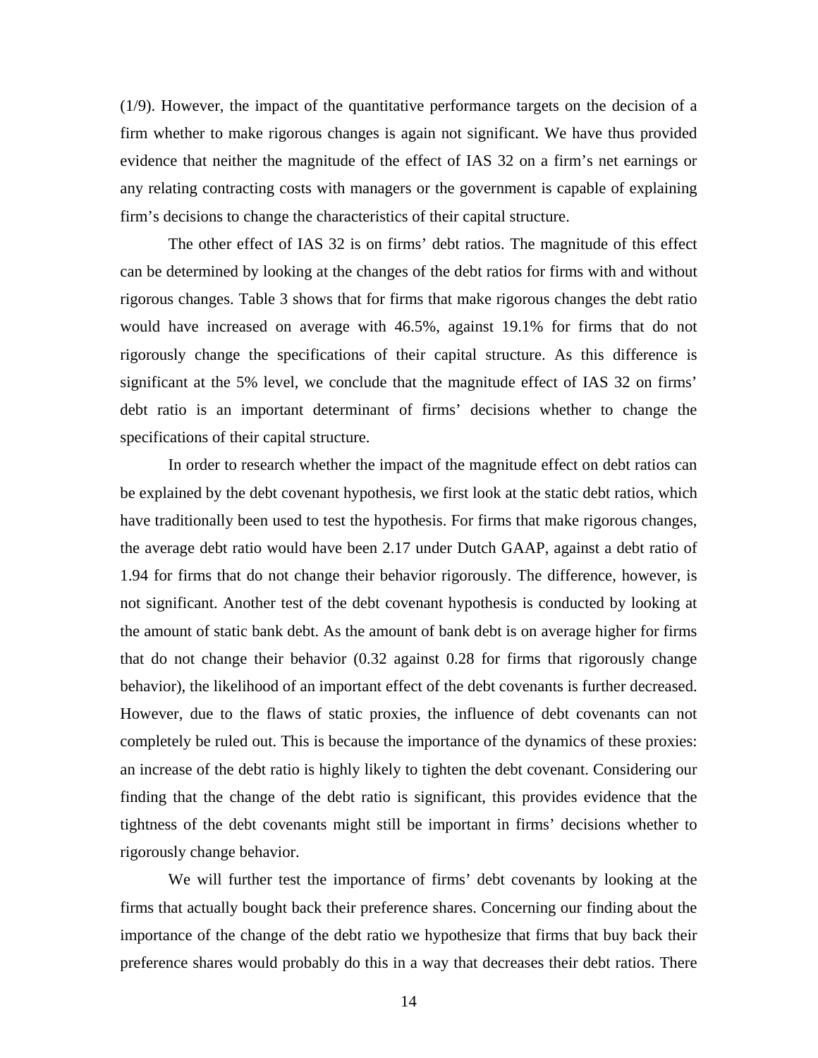(1/9). However, the impact of the quantitative performance targets on the decision of a firm whether to make rigorous changes is again not significant. We have thus provided evidence that neither the magnitude of the effect of IAS 32 on a firm's net earnings or any relating contracting costs with managers or the government is capable of explaining firm's decisions to change the characteristics of their capital structure.

The other effect of IAS 32 is on firms' debt ratios. The magnitude of this effect can be determined by looking at the changes of the debt ratios for firms with and without rigorous changes. Table 3 shows that for firms that make rigorous changes the debt ratio would have increased on average with 46.5%, against 19.1% for firms that do not rigorously change the specifications of their capital structure. As this difference is significant at the 5% level, we conclude that the magnitude effect of IAS 32 on firms' debt ratio is an important determinant of firms' decisions whether to change the specifications of their capital structure.

In order to research whether the impact of the magnitude effect on debt ratios can be explained by the debt covenant hypothesis, we first look at the static debt ratios, which have traditionally been used to test the hypothesis. For firms that make rigorous changes, the average debt ratio would have been 2.17 under Dutch GAAP, against a debt ratio of 1.94 for firms that do not change their behavior rigorously. The difference, however, is not significant. Another test of the debt covenant hypothesis is conducted by looking at the amount of static bank debt. As the amount of bank debt is on average higher for firms that do not change their behavior (0.32 against 0.28 for firms that rigorously change behavior), the likelihood of an important effect of the debt covenants is further decreased. However, due to the flaws of static proxies, the influence of debt covenants can not completely be ruled out. This is because the importance of the dynamics of these proxies: an increase of the debt ratio is highly likely to tighten the debt covenant. Considering our finding that the change of the debt ratio is significant, this provides evidence that the tightness of the debt covenants might still be important in firms' decisions whether to rigorously change behavior.

We will further test the importance of firms' debt covenants by looking at the firms that actually bought back their preference shares. Concerning our finding about the importance of the change of the debt ratio we hypothesize that firms that buy back their preference shares would probably do this in a way that decreases their debt ratios. There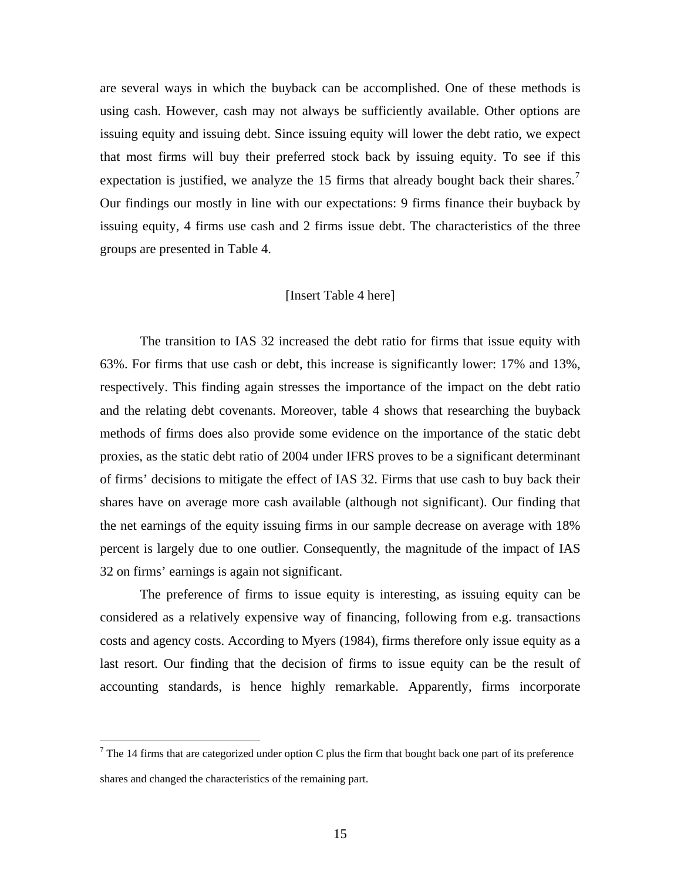are several ways in which the buyback can be accomplished. One of these methods is using cash. However, cash may not always be sufficiently available. Other options are issuing equity and issuing debt. Since issuing equity will lower the debt ratio, we expect that most firms will buy their preferred stock back by issuing equity. To see if this expectation is justified, we analyze the 15 firms that already bought back their shares.[7] Our findings our mostly in line with our expectations: 9 firms finance their buyback by issuing equity, 4 firms use cash and 2 firms issue debt. The characteristics of the three groups are presented in Table 4.

[Insert Table 4 here]

The transition to IAS 32 increased the debt ratio for firms that issue equity with 63%. For firms that use cash or debt, this increase is significantly lower: 17% and 13%, respectively. This finding again stresses the importance of the impact on the debt ratio and the relating debt covenants. Moreover, table 4 shows that researching the buyback methods of firms does also provide some evidence on the importance of the static debt proxies, as the static debt ratio of 2004 under IFRS proves to be a significant determinant of firms' decisions to mitigate the effect of IAS 32. Firms that use cash to buy back their shares have on average more cash available (although not significant). Our finding that the net earnings of the equity issuing firms in our sample decrease on average with 18% percent is largely due to one outlier. Consequently, the magnitude of the impact of IAS 32 on firms' earnings is again not significant.

The preference of firms to issue equity is interesting, as issuing equity can be considered as a relatively expensive way of financing, following from e.g. transactions costs and agency costs. According to Myers (1984), firms therefore only issue equity as a last resort. Our finding that the decision of firms to issue equity can be the result of accounting standards, is hence highly remarkable. Apparently, firms incorporate

[7] The 14 firms that are categorized under option C plus the firm that bought back one part of its preference shares and changed the characteristics of the remaining part.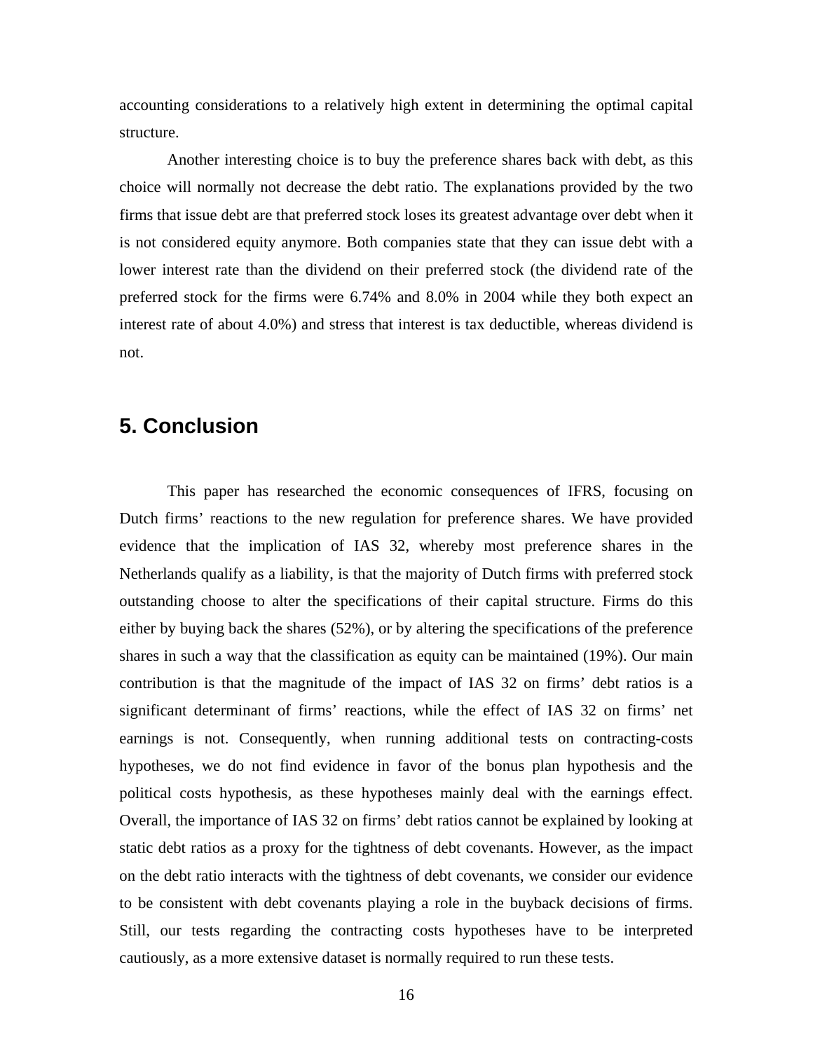accounting considerations to a relatively high extent in determining the optimal capital structure.

Another interesting choice is to buy the preference shares back with debt, as this choice will normally not decrease the debt ratio. The explanations provided by the two firms that issue debt are that preferred stock loses its greatest advantage over debt when it is not considered equity anymore. Both companies state that they can issue debt with a lower interest rate than the dividend on their preferred stock (the dividend rate of the preferred stock for the firms were 6.74% and 8.0% in 2004 while they both expect an interest rate of about 4.0%) and stress that interest is tax deductible, whereas dividend is not.

## 5. Conclusion

This paper has researched the economic consequences of IFRS, focusing on Dutch firms' reactions to the new regulation for preference shares. We have provided evidence that the implication of IAS 32, whereby most preference shares in the Netherlands qualify as a liability, is that the majority of Dutch firms with preferred stock outstanding choose to alter the specifications of their capital structure. Firms do this either by buying back the shares (52%), or by altering the specifications of the preference shares in such a way that the classification as equity can be maintained (19%). Our main contribution is that the magnitude of the impact of IAS 32 on firms' debt ratios is a significant determinant of firms' reactions, while the effect of IAS 32 on firms' net earnings is not. Consequently, when running additional tests on contracting-costs hypotheses, we do not find evidence in favor of the bonus plan hypothesis and the political costs hypothesis, as these hypotheses mainly deal with the earnings effect. Overall, the importance of IAS 32 on firms' debt ratios cannot be explained by looking at static debt ratios as a proxy for the tightness of debt covenants. However, as the impact on the debt ratio interacts with the tightness of debt covenants, we consider our evidence to be consistent with debt covenants playing a role in the buyback decisions of firms. Still, our tests regarding the contracting costs hypotheses have to be interpreted cautiously, as a more extensive dataset is normally required to run these tests.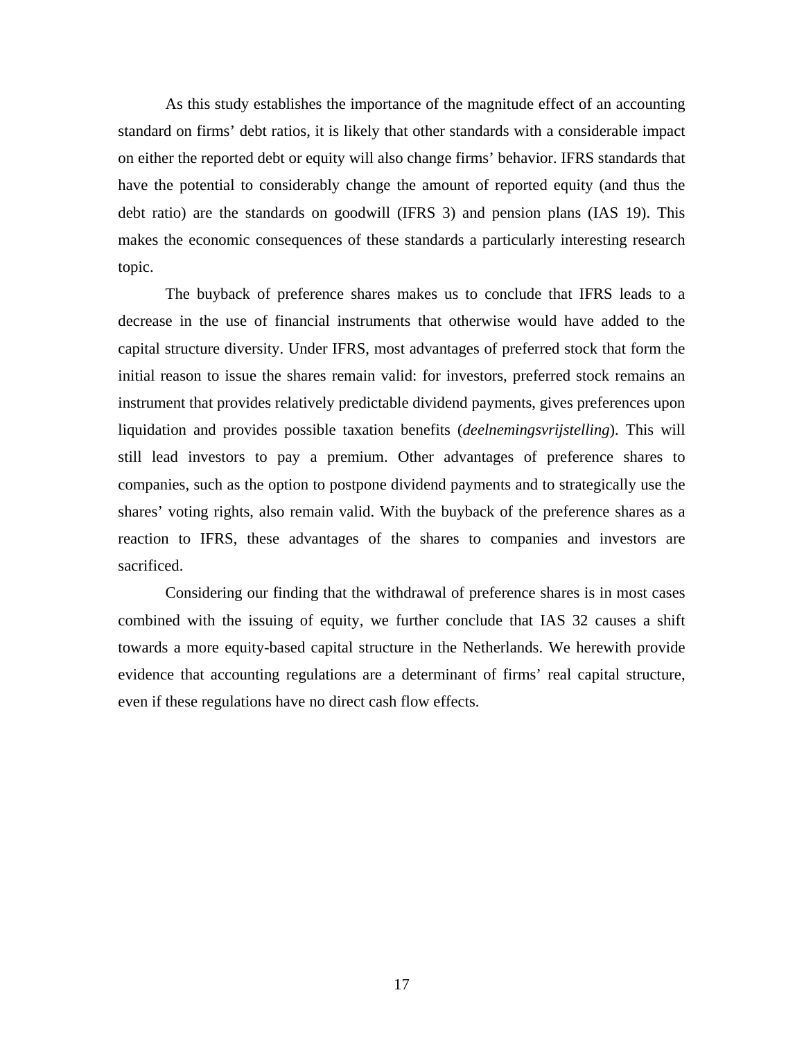As this study establishes the importance of the magnitude effect of an accounting standard on firms' debt ratios, it is likely that other standards with a considerable impact on either the reported debt or equity will also change firms' behavior. IFRS standards that have the potential to considerably change the amount of reported equity (and thus the debt ratio) are the standards on goodwill (IFRS 3) and pension plans (IAS 19). This makes the economic consequences of these standards a particularly interesting research topic.

The buyback of preference shares makes us to conclude that IFRS leads to a decrease in the use of financial instruments that otherwise would have added to the capital structure diversity. Under IFRS, most advantages of preferred stock that form the initial reason to issue the shares remain valid: for investors, preferred stock remains an instrument that provides relatively predictable dividend payments, gives preferences upon liquidation and provides possible taxation benefits (*deelnemingsvrijstelling*). This will still lead investors to pay a premium. Other advantages of preference shares to companies, such as the option to postpone dividend payments and to strategically use the shares' voting rights, also remain valid. With the buyback of the preference shares as a reaction to IFRS, these advantages of the shares to companies and investors are sacrificed.

Considering our finding that the withdrawal of preference shares is in most cases combined with the issuing of equity, we further conclude that IAS 32 causes a shift towards a more equity-based capital structure in the Netherlands. We herewith provide evidence that accounting regulations are a determinant of firms' real capital structure, even if these regulations have no direct cash flow effects.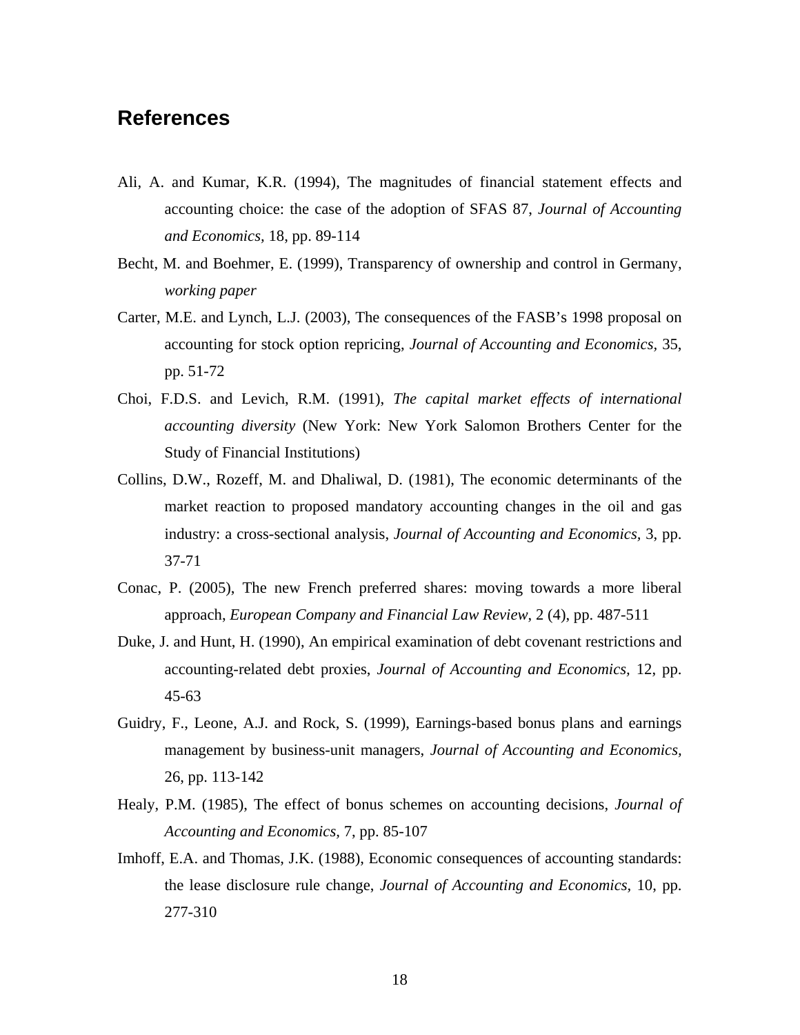## References

Ali, A. and Kumar, K.R. (1994), The magnitudes of financial statement effects and accounting choice: the case of the adoption of SFAS 87, *Journal of Accounting and Economics*, 18, pp. 89-114

Becht, M. and Boehmer, E. (1999), Transparency of ownership and control in Germany, *working paper*

Carter, M.E. and Lynch, L.J. (2003), The consequences of the FASB's 1998 proposal on accounting for stock option repricing, *Journal of Accounting and Economics*, 35, pp. 51-72

Choi, F.D.S. and Levich, R.M. (1991), *The capital market effects of international accounting diversity* (New York: New York Salomon Brothers Center for the Study of Financial Institutions)

Collins, D.W., Rozeff, M. and Dhaliwal, D. (1981), The economic determinants of the market reaction to proposed mandatory accounting changes in the oil and gas industry: a cross-sectional analysis, *Journal of Accounting and Economics*, 3, pp. 37-71

Conac, P. (2005), The new French preferred shares: moving towards a more liberal approach, *European Company and Financial Law Review*, 2 (4), pp. 487-511

Duke, J. and Hunt, H. (1990), An empirical examination of debt covenant restrictions and accounting-related debt proxies, *Journal of Accounting and Economics,* 12, pp. 45-63

Guidry, F., Leone, A.J. and Rock, S. (1999), Earnings-based bonus plans and earnings management by business-unit managers, *Journal of Accounting and Economics,* 26, pp. 113-142

Healy, P.M. (1985), The effect of bonus schemes on accounting decisions, *Journal of Accounting and Economics*, 7, pp. 85-107

Imhoff, E.A. and Thomas, J.K. (1988), Economic consequences of accounting standards: the lease disclosure rule change, *Journal of Accounting and Economics*, 10, pp. 277-310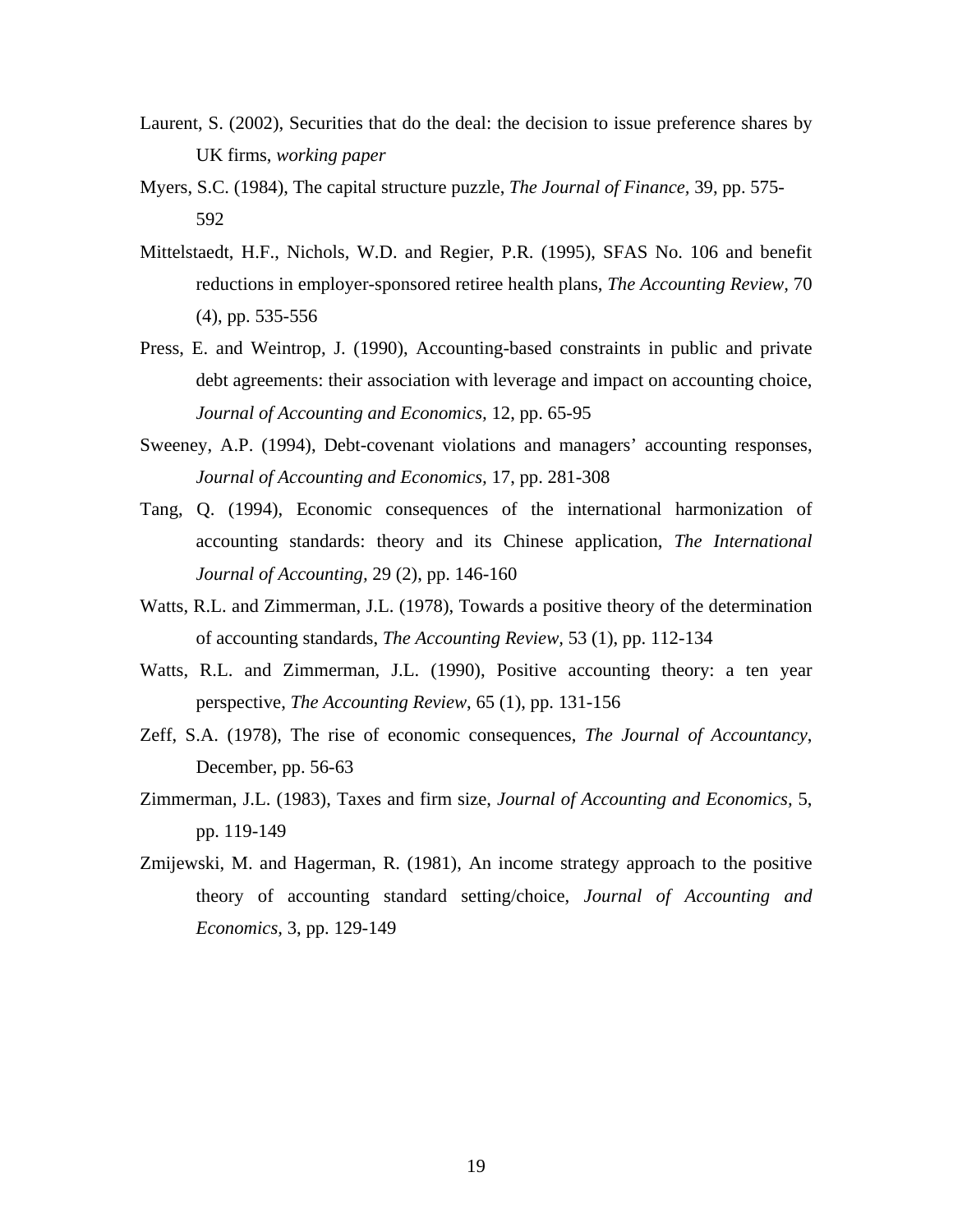Laurent, S. (2002), Securities that do the deal: the decision to issue preference shares by UK firms, *working paper*

Myers, S.C. (1984), The capital structure puzzle, *The Journal of Finance,* 39, pp. 575-592

Mittelstaedt, H.F., Nichols, W.D. and Regier, P.R. (1995), SFAS No. 106 and benefit reductions in employer-sponsored retiree health plans, *The Accounting Review,* 70 (4), pp. 535-556

Press, E. and Weintrop, J. (1990), Accounting-based constraints in public and private debt agreements: their association with leverage and impact on accounting choice, *Journal of Accounting and Economics,* 12, pp. 65-95

Sweeney, A.P. (1994), Debt-covenant violations and managers' accounting responses, *Journal of Accounting and Economics,* 17, pp. 281-308

Tang, Q. (1994), Economic consequences of the international harmonization of accounting standards: theory and its Chinese application, *The International Journal of Accounting,* 29 (2), pp. 146-160

Watts, R.L. and Zimmerman, J.L. (1978), Towards a positive theory of the determination of accounting standards, *The Accounting Review,* 53 (1), pp. 112-134

Watts, R.L. and Zimmerman, J.L. (1990), Positive accounting theory: a ten year perspective, *The Accounting Review*, 65 (1), pp. 131-156

Zeff, S.A. (1978), The rise of economic consequences, *The Journal of Accountancy*, December, pp. 56-63

Zimmerman, J.L. (1983), Taxes and firm size, *Journal of Accounting and Economics,* 5, pp. 119-149

Zmijewski, M. and Hagerman, R. (1981), An income strategy approach to the positive theory of accounting standard setting/choice, *Journal of Accounting and Economics,* 3, pp. 129-149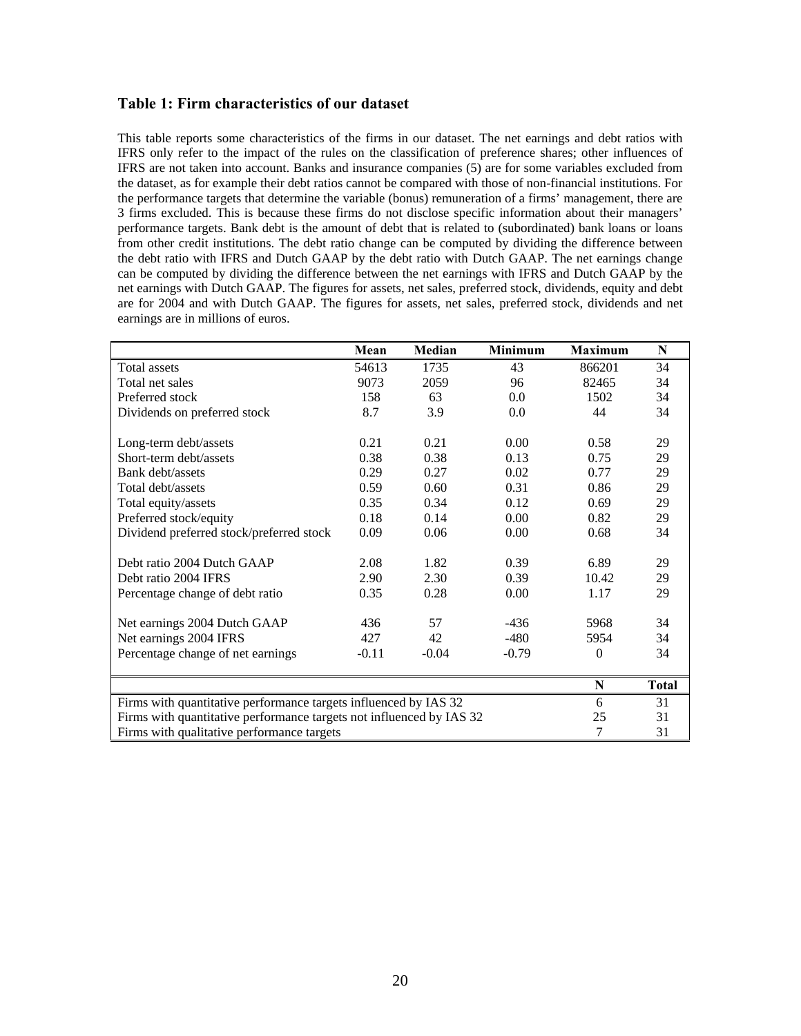### Table 1: Firm characteristics of our dataset

This table reports some characteristics of the firms in our dataset. The net earnings and debt ratios with IFRS only refer to the impact of the rules on the classification of preference shares; other influences of IFRS are not taken into account. Banks and insurance companies (5) are for some variables excluded from the dataset, as for example their debt ratios cannot be compared with those of non-financial institutions. For the performance targets that determine the variable (bonus) remuneration of a firms' management, there are 3 firms excluded. This is because these firms do not disclose specific information about their managers' performance targets. Bank debt is the amount of debt that is related to (subordinated) bank loans or loans from other credit institutions. The debt ratio change can be computed by dividing the difference between the debt ratio with IFRS and Dutch GAAP by the debt ratio with Dutch GAAP. The net earnings change can be computed by dividing the difference between the net earnings with IFRS and Dutch GAAP by the net earnings with Dutch GAAP. The figures for assets, net sales, preferred stock, dividends, equity and debt are for 2004 and with Dutch GAAP. The figures for assets, net sales, preferred stock, dividends and net earnings are in millions of euros.

| | Mean | Median | Minimum | Maximum | N |
|---|---|---|---|---|---|
| Total assets | 54613 | 1735 | 43 | 866201 | 34 |
| Total net sales | 9073 | 2059 | 96 | 82465 | 34 |
| Preferred stock | 158 | 63 | 0.0 | 1502 | 34 |
| Dividends on preferred stock | 8.7 | 3.9 | 0.0 | 44 | 34 |
| | | | | | |
| Long-term debt/assets | 0.21 | 0.21 | 0.00 | 0.58 | 29 |
| Short-term debt/assets | 0.38 | 0.38 | 0.13 | 0.75 | 29 |
| Bank debt/assets | 0.29 | 0.27 | 0.02 | 0.77 | 29 |
| Total debt/assets | 0.59 | 0.60 | 0.31 | 0.86 | 29 |
| Total equity/assets | 0.35 | 0.34 | 0.12 | 0.69 | 29 |
| Preferred stock/equity | 0.18 | 0.14 | 0.00 | 0.82 | 29 |
| Dividend preferred stock/preferred stock | 0.09 | 0.06 | 0.00 | 0.68 | 34 |
| | | | | | |
| Debt ratio 2004 Dutch GAAP | 2.08 | 1.82 | 0.39 | 6.89 | 29 |
| Debt ratio 2004 IFRS | 2.90 | 2.30 | 0.39 | 10.42 | 29 |
| Percentage change of debt ratio | 0.35 | 0.28 | 0.00 | 1.17 | 29 |
| | | | | | |
| Net earnings 2004 Dutch GAAP | 436 | 57 | -436 | 5968 | 34 |
| Net earnings 2004 IFRS | 427 | 42 | -480 | 5954 | 34 |
| Percentage change of net earnings | -0.11 | -0.04 | -0.79 | 0 | 34 |

| | N | Total |
|---|---|---|
| Firms with quantitative performance targets influenced by IAS 32 | 6 | 31 |
| Firms with quantitative performance targets not influenced by IAS 32 | 25 | 31 |
| Firms with qualitative performance targets | 7 | 31 |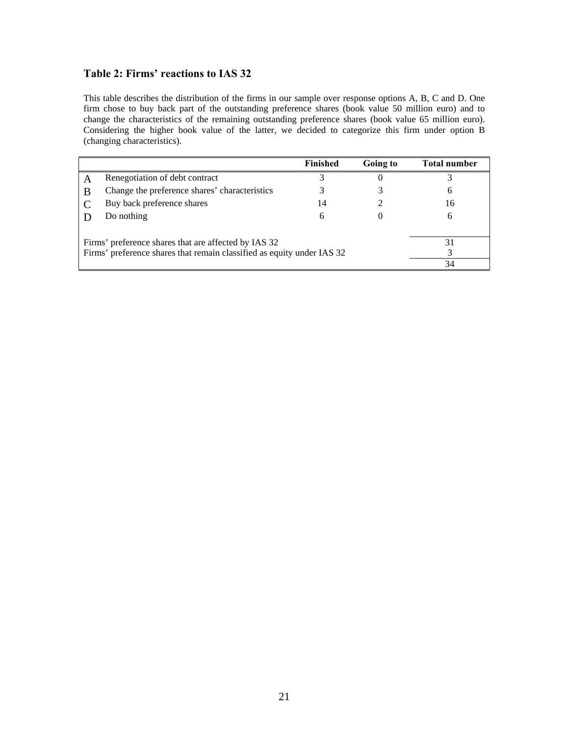### Table 2: Firms' reactions to IAS 32

This table describes the distribution of the firms in our sample over response options A, B, C and D. One firm chose to buy back part of the outstanding preference shares (book value 50 million euro) and to change the characteristics of the remaining outstanding preference shares (book value 65 million euro). Considering the higher book value of the latter, we decided to categorize this firm under option B (changing characteristics).

| | | Finished | Going to | Total number |
|---|---|---|---|---|
| A | Renegotiation of debt contract | 3 | 0 | 3 |
| B | Change the preference shares' characteristics | 3 | 3 | 6 |
| C | Buy back preference shares | 14 | 2 | 16 |
| D | Do nothing | 6 | 0 | 6 |
| | | | | |
| Firms' preference shares that are affected by IAS 32 | | | | 31 |
| Firms' preference shares that remain classified as equity under IAS 32 | | | | 3 |
| | | | | 34 |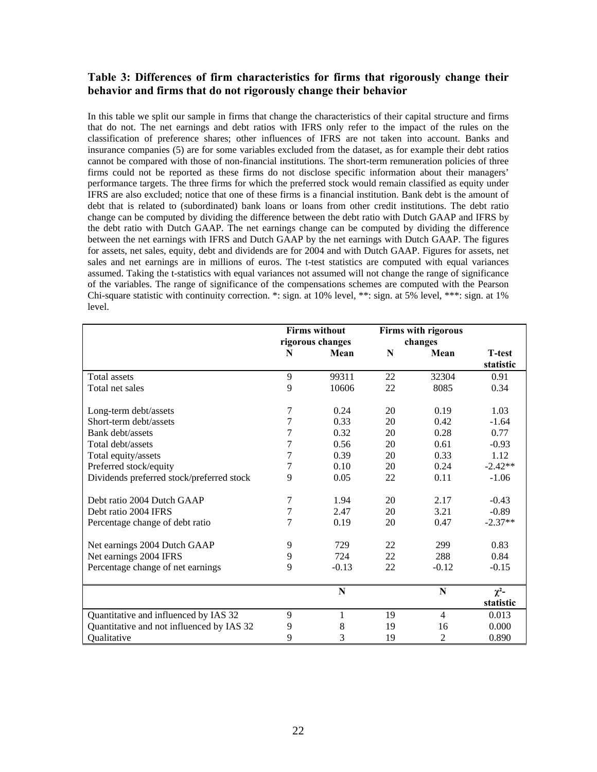### Table 3: Differences of firm characteristics for firms that rigorously change their behavior and firms that do not rigorously change their behavior

In this table we split our sample in firms that change the characteristics of their capital structure and firms that do not. The net earnings and debt ratios with IFRS only refer to the impact of the rules on the classification of preference shares; other influences of IFRS are not taken into account. Banks and insurance companies (5) are for some variables excluded from the dataset, as for example their debt ratios cannot be compared with those of non-financial institutions. The short-term remuneration policies of three firms could not be reported as these firms do not disclose specific information about their managers' performance targets. The three firms for which the preferred stock would remain classified as equity under IFRS are also excluded; notice that one of these firms is a financial institution. Bank debt is the amount of debt that is related to (subordinated) bank loans or loans from other credit institutions. The debt ratio change can be computed by dividing the difference between the debt ratio with Dutch GAAP and IFRS by the debt ratio with Dutch GAAP. The net earnings change can be computed by dividing the difference between the net earnings with IFRS and Dutch GAAP by the net earnings with Dutch GAAP. The figures for assets, net sales, equity, debt and dividends are for 2004 and with Dutch GAAP. Figures for assets, net sales and net earnings are in millions of euros. The t-test statistics are computed with equal variances assumed. Taking the t-statistics with equal variances not assumed will not change the range of significance of the variables. The range of significance of the compensations schemes are computed with the Pearson Chi-square statistic with continuity correction. *: sign. at 10% level, **: sign. at 5% level, ***: sign. at 1% level.

| | Firms without rigorous changes | | Firms with rigorous changes | | |
|---|---|---|---|---|---|
| | N | Mean | N | Mean | T-test statistic |
| Total assets | 9 | 99311 | 22 | 32304 | 0.91 |
| Total net sales | 9 | 10606 | 22 | 8085 | 0.34 |
| Long-term debt/assets | 7 | 0.24 | 20 | 0.19 | 1.03 |
| Short-term debt/assets | 7 | 0.33 | 20 | 0.42 | -1.64 |
| Bank debt/assets | 7 | 0.32 | 20 | 0.28 | 0.77 |
| Total debt/assets | 7 | 0.56 | 20 | 0.61 | -0.93 |
| Total equity/assets | 7 | 0.39 | 20 | 0.33 | 1.12 |
| Preferred stock/equity | 7 | 0.10 | 20 | 0.24 | -2.42** |
| Dividends preferred stock/preferred stock | 9 | 0.05 | 22 | 0.11 | -1.06 |
| Debt ratio 2004 Dutch GAAP | 7 | 1.94 | 20 | 2.17 | -0.43 |
| Debt ratio 2004 IFRS | 7 | 2.47 | 20 | 3.21 | -0.89 |
| Percentage change of debt ratio | 7 | 0.19 | 20 | 0.47 | -2.37** |
| Net earnings 2004 Dutch GAAP | 9 | 729 | 22 | 299 | 0.83 |
| Net earnings 2004 IFRS | 9 | 724 | 22 | 288 | 0.84 |
| Percentage change of net earnings | 9 | -0.13 | 22 | -0.12 | -0.15 |
| | | N | | N | $\chi^2$-statistic |
| Quantitative and influenced by IAS 32 | 9 | 1 | 19 | 4 | 0.013 |
| Quantitative and not influenced by IAS 32 | 9 | 8 | 19 | 16 | 0.000 |
| Qualitative | 9 | 3 | 19 | 2 | 0.890 |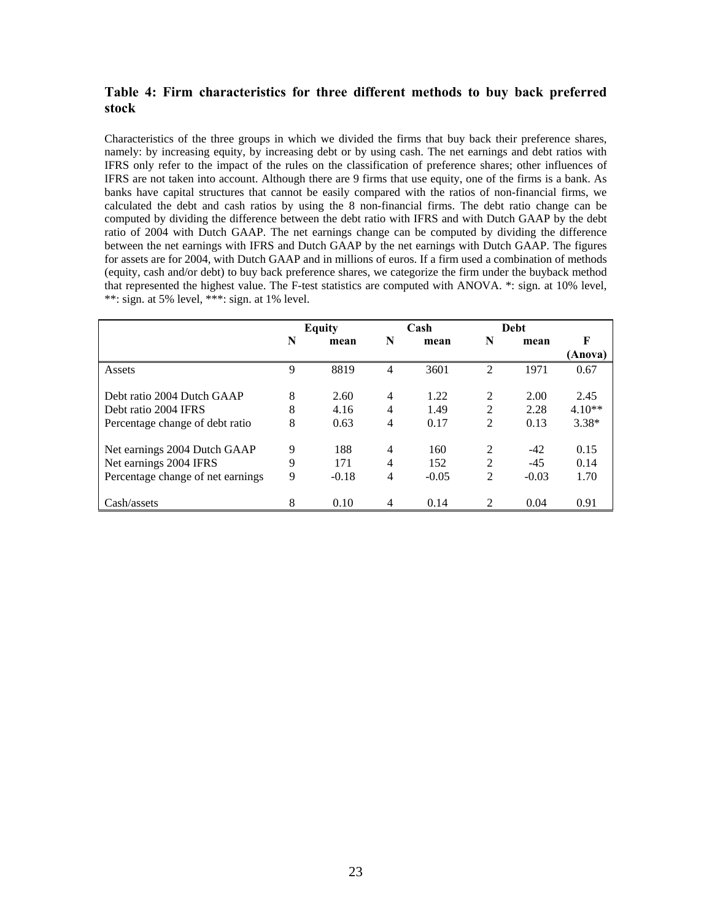### Table 4: Firm characteristics for three different methods to buy back preferred stock

Characteristics of the three groups in which we divided the firms that buy back their preference shares, namely: by increasing equity, by increasing debt or by using cash. The net earnings and debt ratios with IFRS only refer to the impact of the rules on the classification of preference shares; other influences of IFRS are not taken into account. Although there are 9 firms that use equity, one of the firms is a bank. As banks have capital structures that cannot be easily compared with the ratios of non-financial firms, we calculated the debt and cash ratios by using the 8 non-financial firms. The debt ratio change can be computed by dividing the difference between the debt ratio with IFRS and with Dutch GAAP by the debt ratio of 2004 with Dutch GAAP. The net earnings change can be computed by dividing the difference between the net earnings with IFRS and Dutch GAAP by the net earnings with Dutch GAAP. The figures for assets are for 2004, with Dutch GAAP and in millions of euros. If a firm used a combination of methods (equity, cash and/or debt) to buy back preference shares, we categorize the firm under the buyback method that represented the highest value. The F-test statistics are computed with ANOVA. *: sign. at 10% level, **: sign. at 5% level, ***: sign. at 1% level.

| | Equity | | Cash | | Debt | | |
|---|---|---|---|---|---|---|---|
| | N | mean | N | mean | N | mean | F (Anova) |
| Assets | 9 | 8819 | 4 | 3601 | 2 | 1971 | 0.67 |
| Debt ratio 2004 Dutch GAAP | 8 | 2.60 | 4 | 1.22 | 2 | 2.00 | 2.45 |
| Debt ratio 2004 IFRS | 8 | 4.16 | 4 | 1.49 | 2 | 2.28 | 4.10** |
| Percentage change of debt ratio | 8 | 0.63 | 4 | 0.17 | 2 | 0.13 | 3.38* |
| Net earnings 2004 Dutch GAAP | 9 | 188 | 4 | 160 | 2 | -42 | 0.15 |
| Net earnings 2004 IFRS | 9 | 171 | 4 | 152 | 2 | -45 | 0.14 |
| Percentage change of net earnings | 9 | -0.18 | 4 | -0.05 | 2 | -0.03 | 1.70 |
| Cash/assets | 8 | 0.10 | 4 | 0.14 | 2 | 0.04 | 0.91 |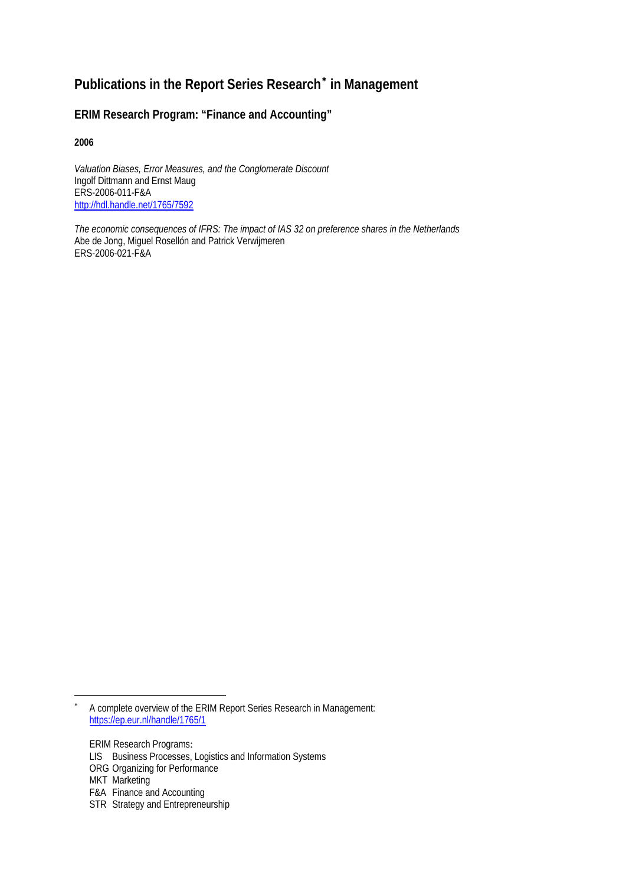# Publications in the Report Series Research[*] in Management

## ERIM Research Program: "Finance and Accounting"

**2006**

*Valuation Biases, Error Measures, and the Conglomerate Discount*
Ingolf Dittmann and Ernst Maug
ERS-2006-011-F&A
http://hdl.handle.net/1765/7592

*The economic consequences of IFRS: The impact of IAS 32 on preference shares in the Netherlands*
Abe de Jong, Miguel Rosellón and Patrick Verwijmeren
ERS-2006-021-F&A

---

[*] A complete overview of the ERIM Report Series Research in Management: https://ep.eur.nl/handle/1765/1

ERIM Research Programs:
LIS Business Processes, Logistics and Information Systems
ORG Organizing for Performance
MKT Marketing
F&A Finance and Accounting
STR Strategy and Entrepreneurship